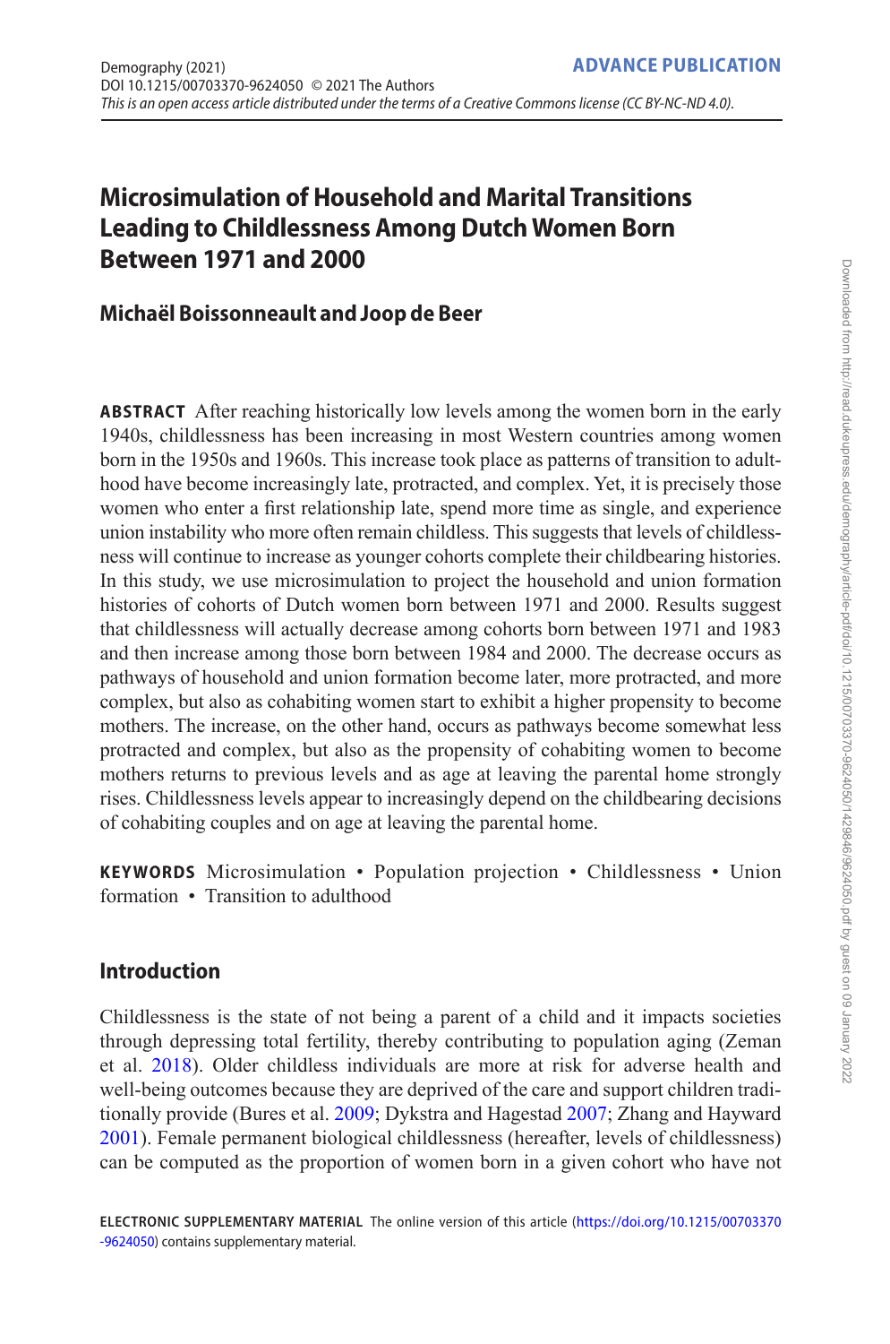# Microsimulation of Household and Marital Transitions Leading to Childlessness Among Dutch Women Born Between 1971 and 2000

**Michaël Boissonneault and Joop de Beer**

**ABSTRACT** After reaching historically low levels among the women born in the early 1940s, childlessness has been increasing in most Western countries among women born in the 1950s and 1960s. This increase took place as patterns of transition to adulthood have become increasingly late, protracted, and complex. Yet, it is precisely those women who enter a first relationship late, spend more time as single, and experience union instability who more often remain childless. This suggests that levels of childlessness will continue to increase as younger cohorts complete their childbearing histories. In this study, we use microsimulation to project the household and union formation histories of cohorts of Dutch women born between 1971 and 2000. Results suggest that childlessness will actually decrease among cohorts born between 1971 and 1983 and then increase among those born between 1984 and 2000. The decrease occurs as pathways of household and union formation become later, more protracted, and more complex, but also as cohabiting women start to exhibit a higher propensity to become mothers. The increase, on the other hand, occurs as pathways become somewhat less protracted and complex, but also as the propensity of cohabiting women to become mothers returns to previous levels and as age at leaving the parental home strongly rises. Childlessness levels appear to increasingly depend on the childbearing decisions of cohabiting couples and on age at leaving the parental home.

**KEYWORDS** Microsimulation • Population projection • Childlessness • Union formation • Transition to adulthood

## Introduction

Childlessness is the state of not being a parent of a child and it impacts societies through depressing total fertility, thereby contributing to population aging (Zeman et al. 2018). Older childless individuals are more at risk for adverse health and well-being outcomes because they are deprived of the care and support children traditionally provide (Bures et al. 2009; Dykstra and Hagestad 2007; Zhang and Hayward 2001). Female permanent biological childlessness (hereafter, levels of childlessness) can be computed as the proportion of women born in a given cohort who have not

**ELECTRONIC SUPPLEMENTARY MATERIAL** The online version of this article (https://doi.org/10.1215/00703370-9624050) contains supplementary material.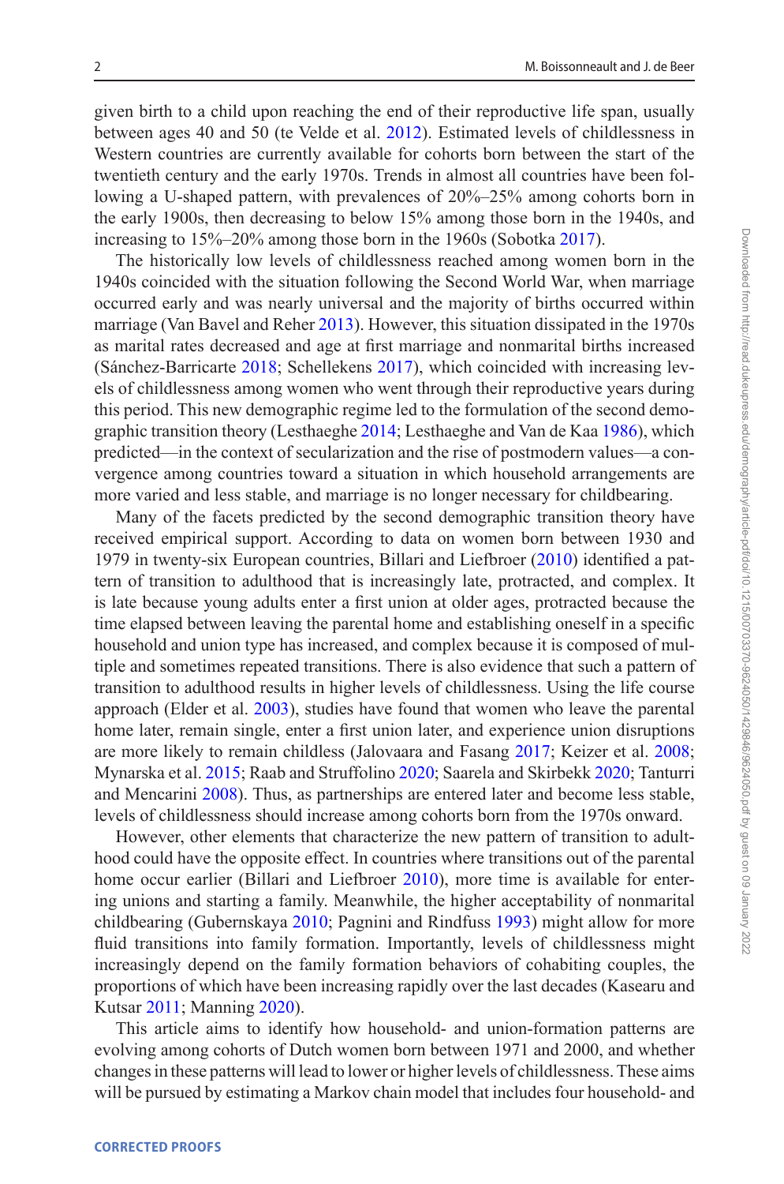given birth to a child upon reaching the end of their reproductive life span, usually between ages 40 and 50 (te Velde et al. 2012). Estimated levels of childlessness in Western countries are currently available for cohorts born between the start of the twentieth century and the early 1970s. Trends in almost all countries have been following a U-shaped pattern, with prevalences of 20%–25% among cohorts born in the early 1900s, then decreasing to below 15% among those born in the 1940s, and increasing to 15%–20% among those born in the 1960s (Sobotka 2017).

The historically low levels of childlessness reached among women born in the 1940s coincided with the situation following the Second World War, when marriage occurred early and was nearly universal and the majority of births occurred within marriage (Van Bavel and Reher 2013). However, this situation dissipated in the 1970s as marital rates decreased and age at first marriage and nonmarital births increased (Sánchez-Barricarte 2018; Schellekens 2017), which coincided with increasing levels of childlessness among women who went through their reproductive years during this period. This new demographic regime led to the formulation of the second demographic transition theory (Lesthaeghe 2014; Lesthaeghe and Van de Kaa 1986), which predicted—in the context of secularization and the rise of postmodern values—a convergence among countries toward a situation in which household arrangements are more varied and less stable, and marriage is no longer necessary for childbearing.

Many of the facets predicted by the second demographic transition theory have received empirical support. According to data on women born between 1930 and 1979 in twenty-six European countries, Billari and Liefbroer (2010) identified a pattern of transition to adulthood that is increasingly late, protracted, and complex. It is late because young adults enter a first union at older ages, protracted because the time elapsed between leaving the parental home and establishing oneself in a specific household and union type has increased, and complex because it is composed of multiple and sometimes repeated transitions. There is also evidence that such a pattern of transition to adulthood results in higher levels of childlessness. Using the life course approach (Elder et al. 2003), studies have found that women who leave the parental home later, remain single, enter a first union later, and experience union disruptions are more likely to remain childless (Jalovaara and Fasang 2017; Keizer et al. 2008; Mynarska et al. 2015; Raab and Struffolino 2020; Saarela and Skirbekk 2020; Tanturri and Mencarini 2008). Thus, as partnerships are entered later and become less stable, levels of childlessness should increase among cohorts born from the 1970s onward.

However, other elements that characterize the new pattern of transition to adulthood could have the opposite effect. In countries where transitions out of the parental home occur earlier (Billari and Liefbroer 2010), more time is available for entering unions and starting a family. Meanwhile, the higher acceptability of nonmarital childbearing (Gubernskaya 2010; Pagnini and Rindfuss 1993) might allow for more fluid transitions into family formation. Importantly, levels of childlessness might increasingly depend on the family formation behaviors of cohabiting couples, the proportions of which have been increasing rapidly over the last decades (Kasearu and Kutsar 2011; Manning 2020).

This article aims to identify how household- and union-formation patterns are evolving among cohorts of Dutch women born between 1971 and 2000, and whether changes in these patterns will lead to lower or higher levels of childlessness. These aims will be pursued by estimating a Markov chain model that includes four household- and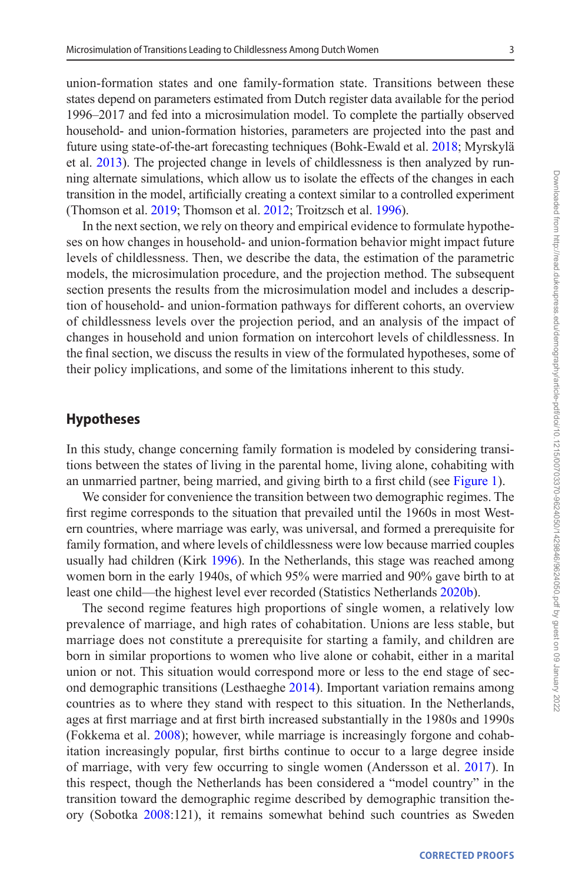union-formation states and one family-formation state. Transitions between these states depend on parameters estimated from Dutch register data available for the period 1996–2017 and fed into a microsimulation model. To complete the partially observed household- and union-formation histories, parameters are projected into the past and future using state-of-the-art forecasting techniques (Bohk-Ewald et al. 2018; Myrskylä et al. 2013). The projected change in levels of childlessness is then analyzed by running alternate simulations, which allow us to isolate the effects of the changes in each transition in the model, artificially creating a context similar to a controlled experiment (Thomson et al. 2019; Thomson et al. 2012; Troitzsch et al. 1996).

In the next section, we rely on theory and empirical evidence to formulate hypotheses on how changes in household- and union-formation behavior might impact future levels of childlessness. Then, we describe the data, the estimation of the parametric models, the microsimulation procedure, and the projection method. The subsequent section presents the results from the microsimulation model and includes a description of household- and union-formation pathways for different cohorts, an overview of childlessness levels over the projection period, and an analysis of the impact of changes in household and union formation on intercohort levels of childlessness. In the final section, we discuss the results in view of the formulated hypotheses, some of their policy implications, and some of the limitations inherent to this study.

## Hypotheses

In this study, change concerning family formation is modeled by considering transitions between the states of living in the parental home, living alone, cohabiting with an unmarried partner, being married, and giving birth to a first child (see Figure 1).

We consider for convenience the transition between two demographic regimes. The first regime corresponds to the situation that prevailed until the 1960s in most Western countries, where marriage was early, was universal, and formed a prerequisite for family formation, and where levels of childlessness were low because married couples usually had children (Kirk 1996). In the Netherlands, this stage was reached among women born in the early 1940s, of which 95% were married and 90% gave birth to at least one child—the highest level ever recorded (Statistics Netherlands 2020b).

The second regime features high proportions of single women, a relatively low prevalence of marriage, and high rates of cohabitation. Unions are less stable, but marriage does not constitute a prerequisite for starting a family, and children are born in similar proportions to women who live alone or cohabit, either in a marital union or not. This situation would correspond more or less to the end stage of second demographic transitions (Lesthaeghe 2014). Important variation remains among countries as to where they stand with respect to this situation. In the Netherlands, ages at first marriage and at first birth increased substantially in the 1980s and 1990s (Fokkema et al. 2008); however, while marriage is increasingly forgone and cohabitation increasingly popular, first births continue to occur to a large degree inside of marriage, with very few occurring to single women (Andersson et al. 2017). In this respect, though the Netherlands has been considered a "model country" in the transition toward the demographic regime described by demographic transition theory (Sobotka 2008:121), it remains somewhat behind such countries as Sweden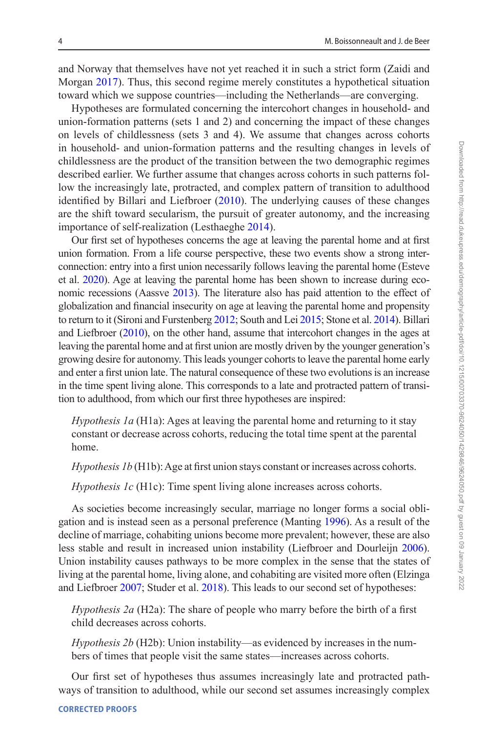and Norway that themselves have not yet reached it in such a strict form (Zaidi and Morgan 2017). Thus, this second regime merely constitutes a hypothetical situation toward which we suppose countries—including the Netherlands—are converging.

Hypotheses are formulated concerning the intercohort changes in household- and union-formation patterns (sets 1 and 2) and concerning the impact of these changes on levels of childlessness (sets 3 and 4). We assume that changes across cohorts in household- and union-formation patterns and the resulting changes in levels of childlessness are the product of the transition between the two demographic regimes described earlier. We further assume that changes across cohorts in such patterns follow the increasingly late, protracted, and complex pattern of transition to adulthood identified by Billari and Liefbroer (2010). The underlying causes of these changes are the shift toward secularism, the pursuit of greater autonomy, and the increasing importance of self-realization (Lesthaeghe 2014).

Our first set of hypotheses concerns the age at leaving the parental home and at first union formation. From a life course perspective, these two events show a strong interconnection: entry into a first union necessarily follows leaving the parental home (Esteve et al. 2020). Age at leaving the parental home has been shown to increase during economic recessions (Aassve 2013). The literature also has paid attention to the effect of globalization and financial insecurity on age at leaving the parental home and propensity to return to it (Sironi and Furstenberg 2012; South and Lei 2015; Stone et al. 2014). Billari and Liefbroer (2010), on the other hand, assume that intercohort changes in the ages at leaving the parental home and at first union are mostly driven by the younger generation's growing desire for autonomy. This leads younger cohorts to leave the parental home early and enter a first union late. The natural consequence of these two evolutions is an increase in the time spent living alone. This corresponds to a late and protracted pattern of transition to adulthood, from which our first three hypotheses are inspired:

> *Hypothesis 1a* (H1a): Ages at leaving the parental home and returning to it stay constant or decrease across cohorts, reducing the total time spent at the parental home.
>
> *Hypothesis 1b* (H1b): Age at first union stays constant or increases across cohorts.
>
> *Hypothesis 1c* (H1c): Time spent living alone increases across cohorts.

As societies become increasingly secular, marriage no longer forms a social obligation and is instead seen as a personal preference (Manting 1996). As a result of the decline of marriage, cohabiting unions become more prevalent; however, these are also less stable and result in increased union instability (Liefbroer and Dourleijn 2006). Union instability causes pathways to be more complex in the sense that the states of living at the parental home, living alone, and cohabiting are visited more often (Elzinga and Liefbroer 2007; Studer et al. 2018). This leads to our second set of hypotheses:

> *Hypothesis 2a* (H2a): The share of people who marry before the birth of a first child decreases across cohorts.
>
> *Hypothesis 2b* (H2b): Union instability—as evidenced by increases in the numbers of times that people visit the same states—increases across cohorts.

Our first set of hypotheses thus assumes increasingly late and protracted pathways of transition to adulthood, while our second set assumes increasingly complex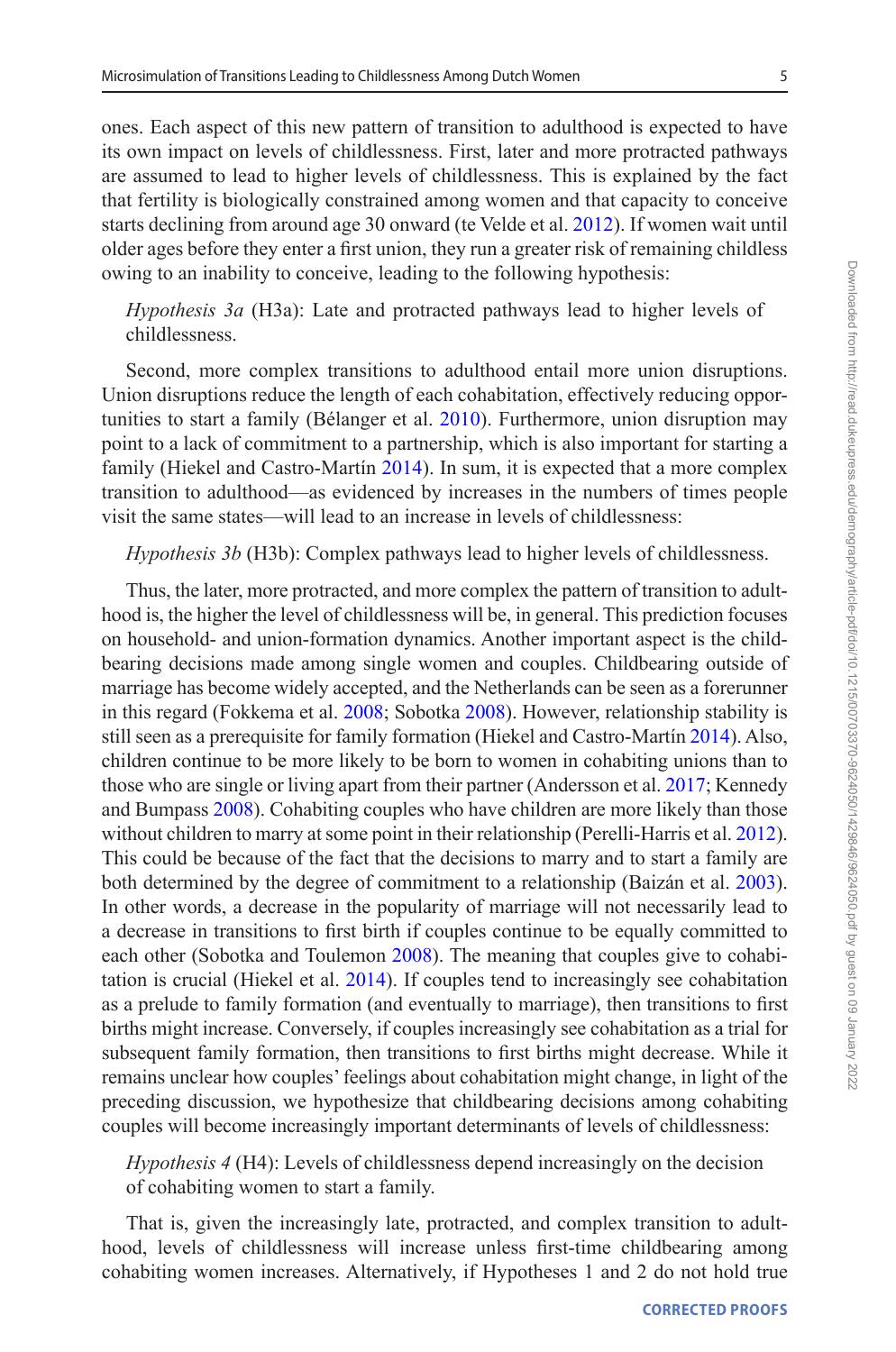ones. Each aspect of this new pattern of transition to adulthood is expected to have its own impact on levels of childlessness. First, later and more protracted pathways are assumed to lead to higher levels of childlessness. This is explained by the fact that fertility is biologically constrained among women and that capacity to conceive starts declining from around age 30 onward (te Velde et al. 2012). If women wait until older ages before they enter a first union, they run a greater risk of remaining childless owing to an inability to conceive, leading to the following hypothesis:

> *Hypothesis 3a* (H3a): Late and protracted pathways lead to higher levels of childlessness.

Second, more complex transitions to adulthood entail more union disruptions. Union disruptions reduce the length of each cohabitation, effectively reducing opportunities to start a family (Bélanger et al. 2010). Furthermore, union disruption may point to a lack of commitment to a partnership, which is also important for starting a family (Hiekel and Castro-Martín 2014). In sum, it is expected that a more complex transition to adulthood—as evidenced by increases in the numbers of times people visit the same states—will lead to an increase in levels of childlessness:

> *Hypothesis 3b* (H3b): Complex pathways lead to higher levels of childlessness.

Thus, the later, more protracted, and more complex the pattern of transition to adulthood is, the higher the level of childlessness will be, in general. This prediction focuses on household- and union-formation dynamics. Another important aspect is the childbearing decisions made among single women and couples. Childbearing outside of marriage has become widely accepted, and the Netherlands can be seen as a forerunner in this regard (Fokkema et al. 2008; Sobotka 2008). However, relationship stability is still seen as a prerequisite for family formation (Hiekel and Castro-Martín 2014). Also, children continue to be more likely to be born to women in cohabiting unions than to those who are single or living apart from their partner (Andersson et al. 2017; Kennedy and Bumpass 2008). Cohabiting couples who have children are more likely than those without children to marry at some point in their relationship (Perelli-Harris et al. 2012). This could be because of the fact that the decisions to marry and to start a family are both determined by the degree of commitment to a relationship (Baizán et al. 2003). In other words, a decrease in the popularity of marriage will not necessarily lead to a decrease in transitions to first birth if couples continue to be equally committed to each other (Sobotka and Toulemon 2008). The meaning that couples give to cohabitation is crucial (Hiekel et al. 2014). If couples tend to increasingly see cohabitation as a prelude to family formation (and eventually to marriage), then transitions to first births might increase. Conversely, if couples increasingly see cohabitation as a trial for subsequent family formation, then transitions to first births might decrease. While it remains unclear how couples' feelings about cohabitation might change, in light of the preceding discussion, we hypothesize that childbearing decisions among cohabiting couples will become increasingly important determinants of levels of childlessness:

> *Hypothesis 4* (H4): Levels of childlessness depend increasingly on the decision of cohabiting women to start a family.

That is, given the increasingly late, protracted, and complex transition to adulthood, levels of childlessness will increase unless first-time childbearing among cohabiting women increases. Alternatively, if Hypotheses 1 and 2 do not hold true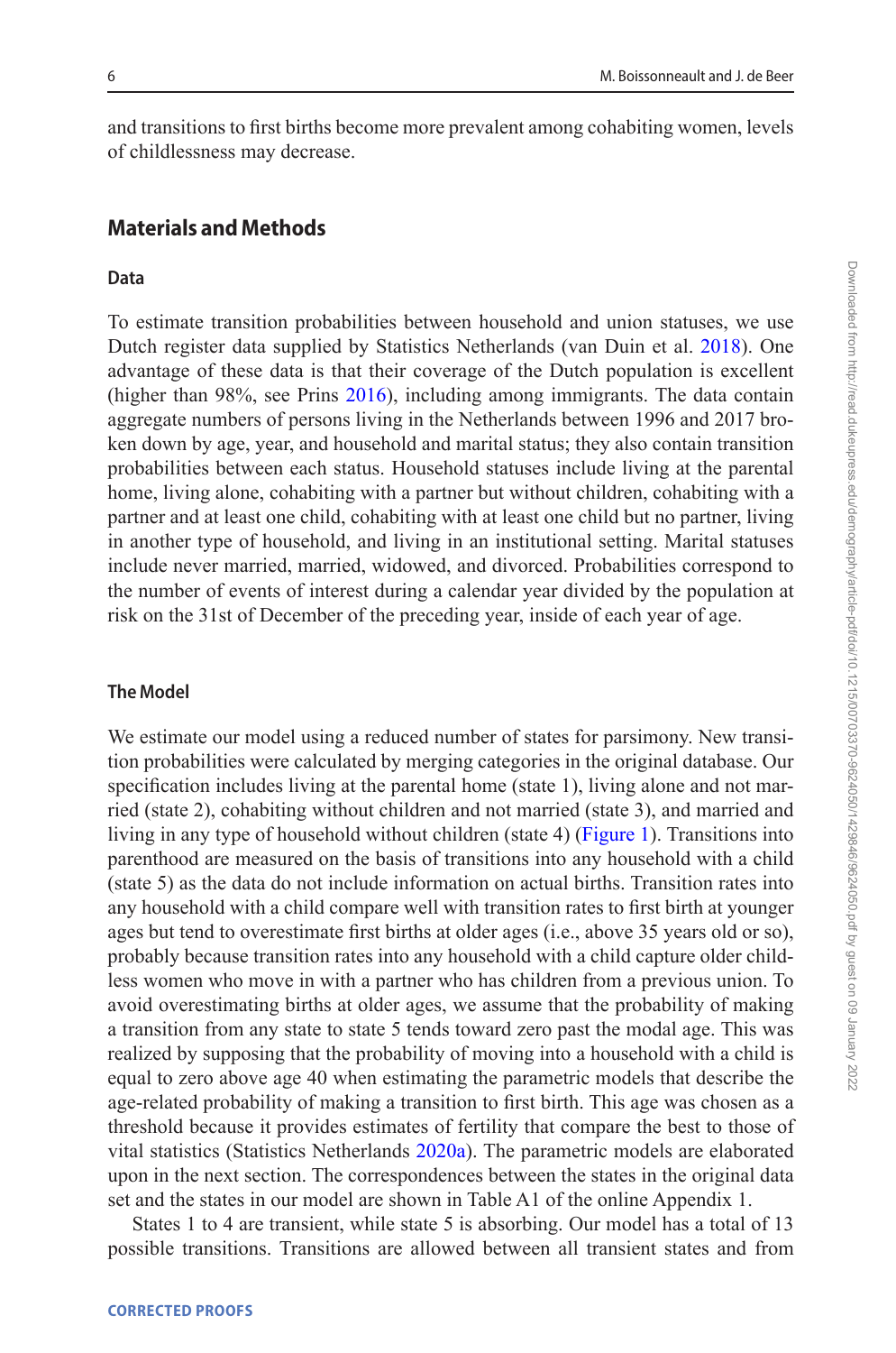and transitions to first births become more prevalent among cohabiting women, levels of childlessness may decrease.

## Materials and Methods

### Data

To estimate transition probabilities between household and union statuses, we use Dutch register data supplied by Statistics Netherlands (van Duin et al. 2018). One advantage of these data is that their coverage of the Dutch population is excellent (higher than 98%, see Prins 2016), including among immigrants. The data contain aggregate numbers of persons living in the Netherlands between 1996 and 2017 broken down by age, year, and household and marital status; they also contain transition probabilities between each status. Household statuses include living at the parental home, living alone, cohabiting with a partner but without children, cohabiting with a partner and at least one child, cohabiting with at least one child but no partner, living in another type of household, and living in an institutional setting. Marital statuses include never married, married, widowed, and divorced. Probabilities correspond to the number of events of interest during a calendar year divided by the population at risk on the 31st of December of the preceding year, inside of each year of age.

### The Model

We estimate our model using a reduced number of states for parsimony. New transition probabilities were calculated by merging categories in the original database. Our specification includes living at the parental home (state 1), living alone and not married (state 2), cohabiting without children and not married (state 3), and married and living in any type of household without children (state 4) (Figure 1). Transitions into parenthood are measured on the basis of transitions into any household with a child (state 5) as the data do not include information on actual births. Transition rates into any household with a child compare well with transition rates to first birth at younger ages but tend to overestimate first births at older ages (i.e., above 35 years old or so), probably because transition rates into any household with a child capture older childless women who move in with a partner who has children from a previous union. To avoid overestimating births at older ages, we assume that the probability of making a transition from any state to state 5 tends toward zero past the modal age. This was realized by supposing that the probability of moving into a household with a child is equal to zero above age 40 when estimating the parametric models that describe the age-related probability of making a transition to first birth. This age was chosen as a threshold because it provides estimates of fertility that compare the best to those of vital statistics (Statistics Netherlands 2020a). The parametric models are elaborated upon in the next section. The correspondences between the states in the original data set and the states in our model are shown in Table A1 of the online Appendix 1.

States 1 to 4 are transient, while state 5 is absorbing. Our model has a total of 13 possible transitions. Transitions are allowed between all transient states and from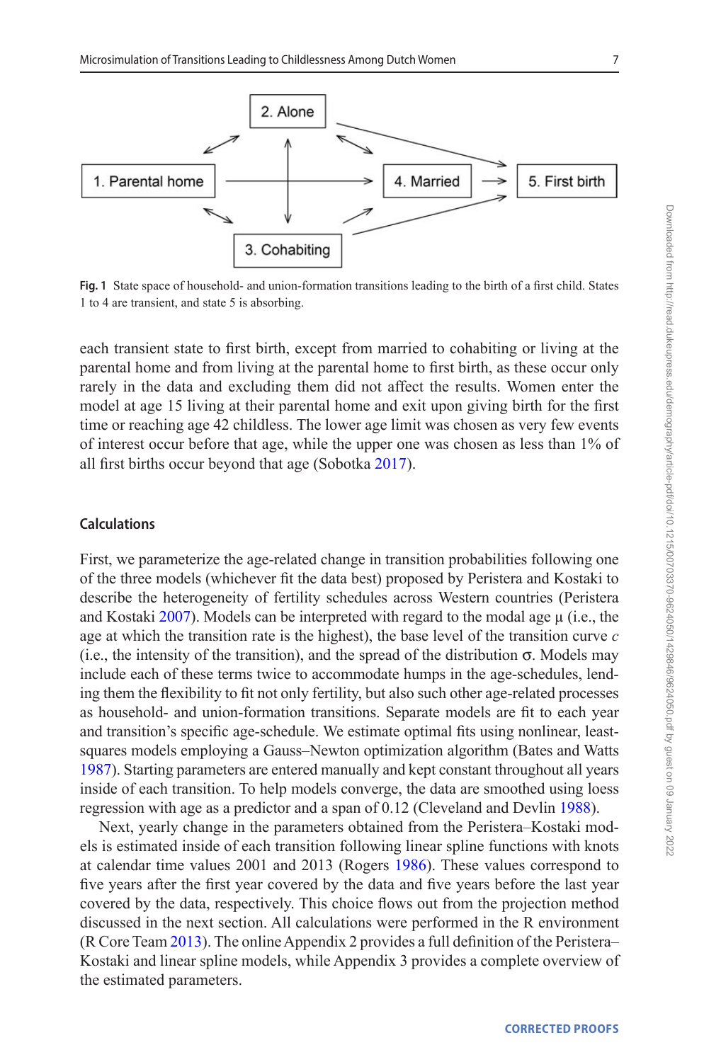Fig. 1 State space of household- and union-formation transitions leading to the birth of a first child. States 1 to 4 are transient, and state 5 is absorbing.

each transient state to first birth, except from married to cohabiting or living at the parental home and from living at the parental home to first birth, as these occur only rarely in the data and excluding them did not affect the results. Women enter the model at age 15 living at their parental home and exit upon giving birth for the first time or reaching age 42 childless. The lower age limit was chosen as very few events of interest occur before that age, while the upper one was chosen as less than 1% of all first births occur beyond that age (Sobotka 2017).

## Calculations

First, we parameterize the age-related change in transition probabilities following one of the three models (whichever fit the data best) proposed by Peristera and Kostaki to describe the heterogeneity of fertility schedules across Western countries (Peristera and Kostaki 2007). Models can be interpreted with regard to the modal age $\mu$ (i.e., the age at which the transition rate is the highest), the base level of the transition curve $c$ (i.e., the intensity of the transition), and the spread of the distribution $\sigma$. Models may include each of these terms twice to accommodate humps in the age-schedules, lending them the flexibility to fit not only fertility, but also such other age-related processes as household- and union-formation transitions. Separate models are fit to each year and transition's specific age-schedule. We estimate optimal fits using nonlinear, least-squares models employing a Gauss–Newton optimization algorithm (Bates and Watts 1987). Starting parameters are entered manually and kept constant throughout all years inside of each transition. To help models converge, the data are smoothed using loess regression with age as a predictor and a span of 0.12 (Cleveland and Devlin 1988).

Next, yearly change in the parameters obtained from the Peristera–Kostaki models is estimated inside of each transition following linear spline functions with knots at calendar time values 2001 and 2013 (Rogers 1986). These values correspond to five years after the first year covered by the data and five years before the last year covered by the data, respectively. This choice flows out from the projection method discussed in the next section. All calculations were performed in the R environment (R Core Team 2013). The online Appendix 2 provides a full definition of the Peristera–Kostaki and linear spline models, while Appendix 3 provides a complete overview of the estimated parameters.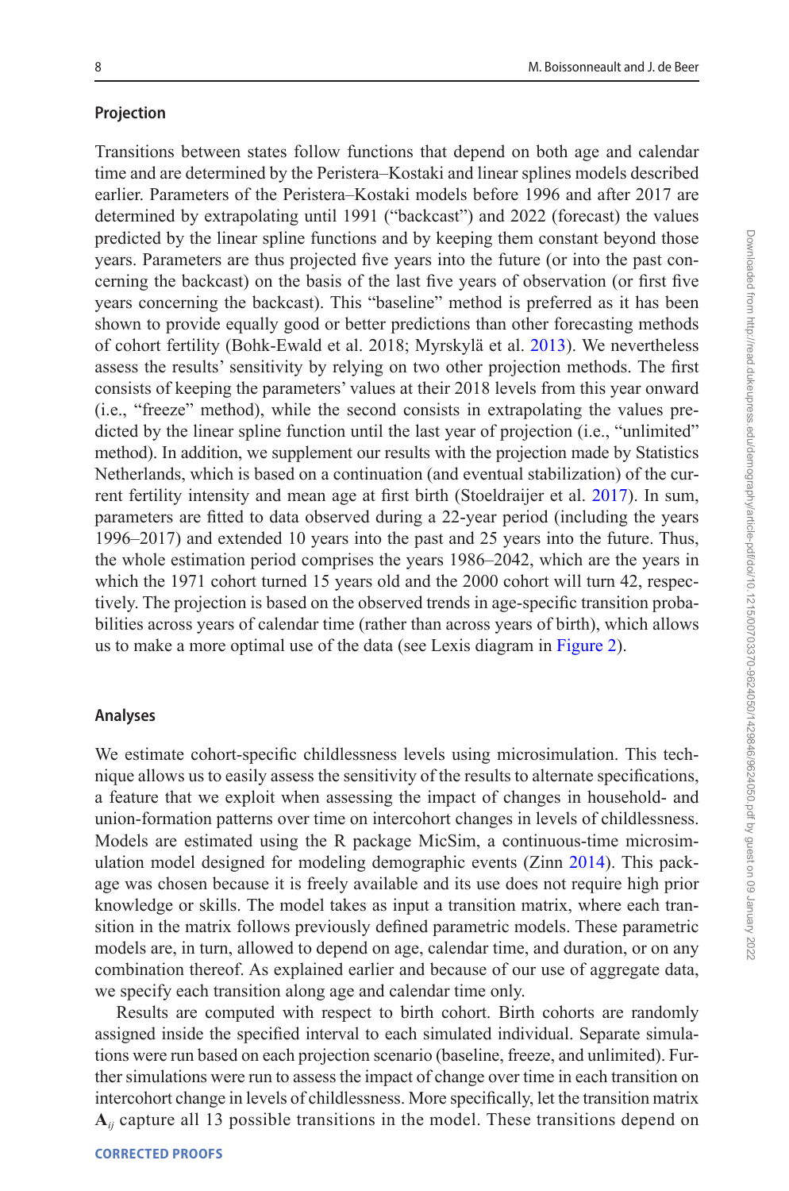### Projection

Transitions between states follow functions that depend on both age and calendar time and are determined by the Peristera–Kostaki and linear splines models described earlier. Parameters of the Peristera–Kostaki models before 1996 and after 2017 are determined by extrapolating until 1991 ("backcast") and 2022 (forecast) the values predicted by the linear spline functions and by keeping them constant beyond those years. Parameters are thus projected five years into the future (or into the past concerning the backcast) on the basis of the last five years of observation (or first five years concerning the backcast). This "baseline" method is preferred as it has been shown to provide equally good or better predictions than other forecasting methods of cohort fertility (Bohk-Ewald et al. 2018; Myrskylä et al. 2013). We nevertheless assess the results' sensitivity by relying on two other projection methods. The first consists of keeping the parameters' values at their 2018 levels from this year onward (i.e., "freeze" method), while the second consists in extrapolating the values predicted by the linear spline function until the last year of projection (i.e., "unlimited" method). In addition, we supplement our results with the projection made by Statistics Netherlands, which is based on a continuation (and eventual stabilization) of the current fertility intensity and mean age at first birth (Stoeldraijer et al. 2017). In sum, parameters are fitted to data observed during a 22-year period (including the years 1996–2017) and extended 10 years into the past and 25 years into the future. Thus, the whole estimation period comprises the years 1986–2042, which are the years in which the 1971 cohort turned 15 years old and the 2000 cohort will turn 42, respectively. The projection is based on the observed trends in age-specific transition probabilities across years of calendar time (rather than across years of birth), which allows us to make a more optimal use of the data (see Lexis diagram in Figure 2).

### Analyses

We estimate cohort-specific childlessness levels using microsimulation. This technique allows us to easily assess the sensitivity of the results to alternate specifications, a feature that we exploit when assessing the impact of changes in household- and union-formation patterns over time on intercohort changes in levels of childlessness. Models are estimated using the R package MicSim, a continuous-time microsimulation model designed for modeling demographic events (Zinn 2014). This package was chosen because it is freely available and its use does not require high prior knowledge or skills. The model takes as input a transition matrix, where each transition in the matrix follows previously defined parametric models. These parametric models are, in turn, allowed to depend on age, calendar time, and duration, or on any combination thereof. As explained earlier and because of our use of aggregate data, we specify each transition along age and calendar time only.

Results are computed with respect to birth cohort. Birth cohorts are randomly assigned inside the specified interval to each simulated individual. Separate simulations were run based on each projection scenario (baseline, freeze, and unlimited). Further simulations were run to assess the impact of change over time in each transition on intercohort change in levels of childlessness. More specifically, let the transition matrix $\mathbf{A}_{ij}$ capture all 13 possible transitions in the model. These transitions depend on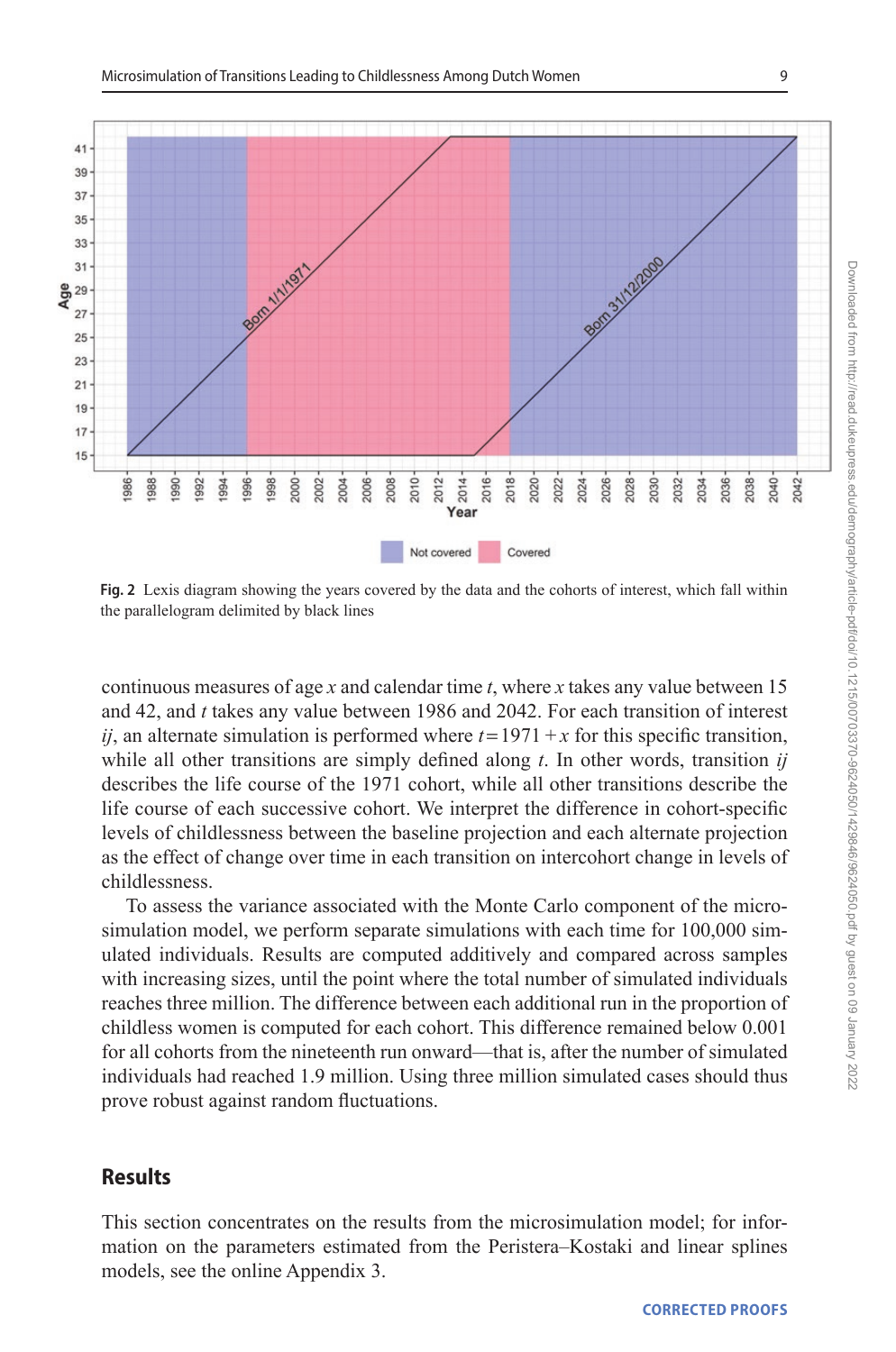Fig. 2 Lexis diagram showing the years covered by the data and the cohorts of interest, which fall within the parallelogram delimited by black lines

continuous measures of age $x$ and calendar time $t$, where $x$ takes any value between 15 and 42, and $t$ takes any value between 1986 and 2042. For each transition of interest $ij$, an alternate simulation is performed where $t = 1971 + x$ for this specific transition, while all other transitions are simply defined along $t$. In other words, transition $ij$ describes the life course of the 1971 cohort, while all other transitions describe the life course of each successive cohort. We interpret the difference in cohort-specific levels of childlessness between the baseline projection and each alternate projection as the effect of change over time in each transition on intercohort change in levels of childlessness.

To assess the variance associated with the Monte Carlo component of the microsimulation model, we perform separate simulations with each time for 100,000 simulated individuals. Results are computed additively and compared across samples with increasing sizes, until the point where the total number of simulated individuals reaches three million. The difference between each additional run in the proportion of childless women is computed for each cohort. This difference remained below 0.001 for all cohorts from the nineteenth run onward—that is, after the number of simulated individuals had reached 1.9 million. Using three million simulated cases should thus prove robust against random fluctuations.

## Results

This section concentrates on the results from the microsimulation model; for information on the parameters estimated from the Peristera–Kostaki and linear splines models, see the online Appendix 3.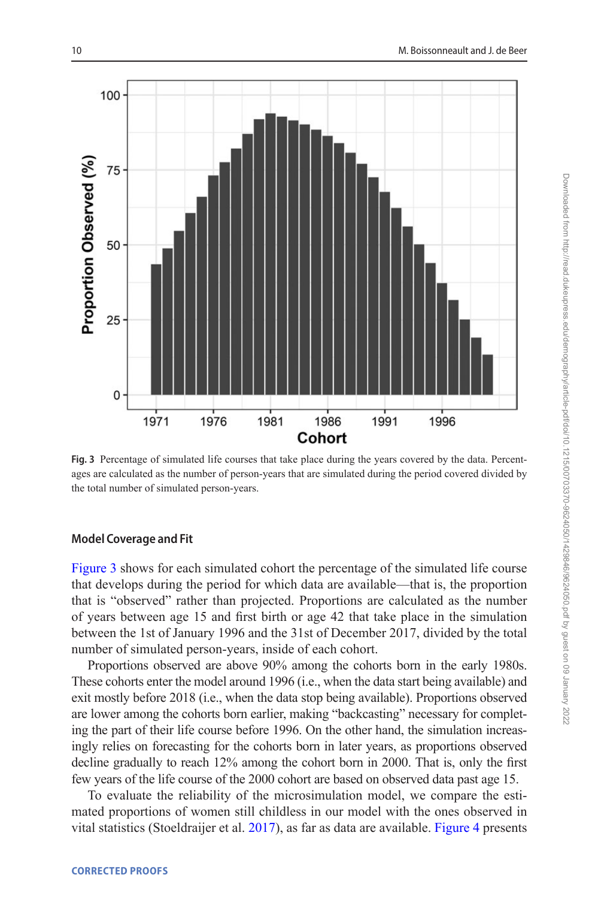**Fig. 3** Percentage of simulated life courses that take place during the years covered by the data. Percentages are calculated as the number of person-years that are simulated during the period covered divided by the total number of simulated person-years.

### Model Coverage and Fit

Figure 3 shows for each simulated cohort the percentage of the simulated life course that develops during the period for which data are available—that is, the proportion that is "observed" rather than projected. Proportions are calculated as the number of years between age 15 and first birth or age 42 that take place in the simulation between the 1st of January 1996 and the 31st of December 2017, divided by the total number of simulated person-years, inside of each cohort.

Proportions observed are above 90% among the cohorts born in the early 1980s. These cohorts enter the model around 1996 (i.e., when the data start being available) and exit mostly before 2018 (i.e., when the data stop being available). Proportions observed are lower among the cohorts born earlier, making "backcasting" necessary for completing the part of their life course before 1996. On the other hand, the simulation increasingly relies on forecasting for the cohorts born in later years, as proportions observed decline gradually to reach 12% among the cohort born in 2000. That is, only the first few years of the life course of the 2000 cohort are based on observed data past age 15.

To evaluate the reliability of the microsimulation model, we compare the estimated proportions of women still childless in our model with the ones observed in vital statistics (Stoeldraijer et al. 2017), as far as data are available. Figure 4 presents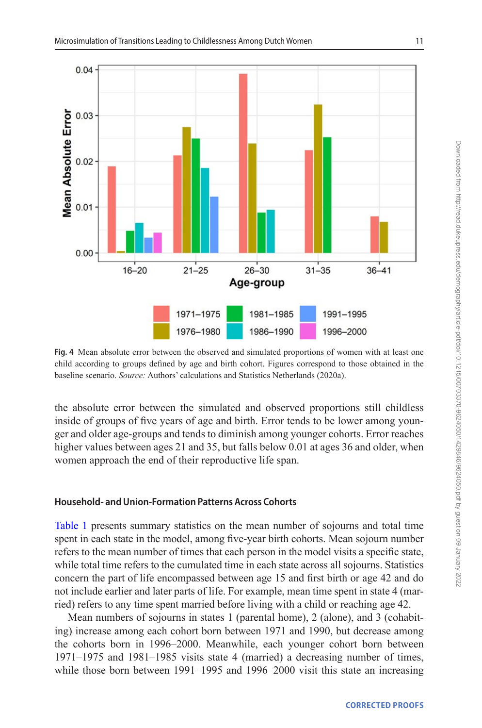Fig. 4 Mean absolute error between the observed and simulated proportions of women with at least one child according to groups defined by age and birth cohort. Figures correspond to those obtained in the baseline scenario. *Source:* Authors' calculations and Statistics Netherlands (2020a).

the absolute error between the simulated and observed proportions still childless inside of groups of five years of age and birth. Error tends to be lower among younger and older age-groups and tends to diminish among younger cohorts. Error reaches higher values between ages 21 and 35, but falls below 0.01 at ages 36 and older, when women approach the end of their reproductive life span.

### Household- and Union-Formation Patterns Across Cohorts

Table 1 presents summary statistics on the mean number of sojourns and total time spent in each state in the model, among five-year birth cohorts. Mean sojourn number refers to the mean number of times that each person in the model visits a specific state, while total time refers to the cumulated time in each state across all sojourns. Statistics concern the part of life encompassed between age 15 and first birth or age 42 and do not include earlier and later parts of life. For example, mean time spent in state 4 (married) refers to any time spent married before living with a child or reaching age 42.

Mean numbers of sojourns in states 1 (parental home), 2 (alone), and 3 (cohabiting) increase among each cohort born between 1971 and 1990, but decrease among the cohorts born in 1996–2000. Meanwhile, each younger cohort born between 1971–1975 and 1981–1985 visits state 4 (married) a decreasing number of times, while those born between 1991–1995 and 1996–2000 visit this state an increasing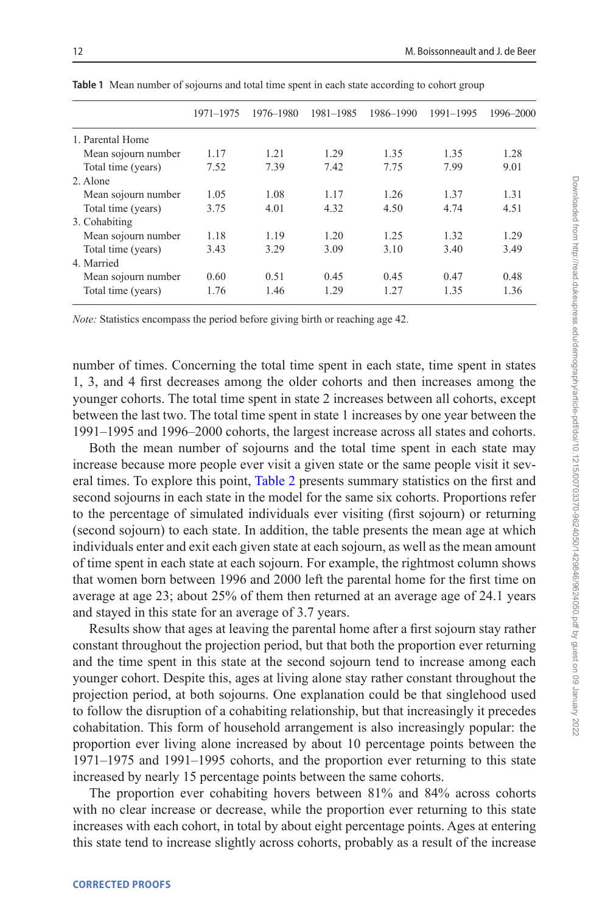**Table 1** Mean number of sojourns and total time spent in each state according to cohort group

| | 1971–1975 | 1976–1980 | 1981–1985 | 1986–1990 | 1991–1995 | 1996–2000 |
|---|---|---|---|---|---|---|
| 1. Parental Home | | | | | | |
| Mean sojourn number | 1.17 | 1.21 | 1.29 | 1.35 | 1.35 | 1.28 |
| Total time (years) | 7.52 | 7.39 | 7.42 | 7.75 | 7.99 | 9.01 |
| 2. Alone | | | | | | |
| Mean sojourn number | 1.05 | 1.08 | 1.17 | 1.26 | 1.37 | 1.31 |
| Total time (years) | 3.75 | 4.01 | 4.32 | 4.50 | 4.74 | 4.51 |
| 3. Cohabiting | | | | | | |
| Mean sojourn number | 1.18 | 1.19 | 1.20 | 1.25 | 1.32 | 1.29 |
| Total time (years) | 3.43 | 3.29 | 3.09 | 3.10 | 3.40 | 3.49 |
| 4. Married | | | | | | |
| Mean sojourn number | 0.60 | 0.51 | 0.45 | 0.45 | 0.47 | 0.48 |
| Total time (years) | 1.76 | 1.46 | 1.29 | 1.27 | 1.35 | 1.36 |

*Note:* Statistics encompass the period before giving birth or reaching age 42.

number of times. Concerning the total time spent in each state, time spent in states 1, 3, and 4 first decreases among the older cohorts and then increases among the younger cohorts. The total time spent in state 2 increases between all cohorts, except between the last two. The total time spent in state 1 increases by one year between the 1991–1995 and 1996–2000 cohorts, the largest increase across all states and cohorts.

Both the mean number of sojourns and the total time spent in each state may increase because more people ever visit a given state or the same people visit it several times. To explore this point, Table 2 presents summary statistics on the first and second sojourns in each state in the model for the same six cohorts. Proportions refer to the percentage of simulated individuals ever visiting (first sojourn) or returning (second sojourn) to each state. In addition, the table presents the mean age at which individuals enter and exit each given state at each sojourn, as well as the mean amount of time spent in each state at each sojourn. For example, the rightmost column shows that women born between 1996 and 2000 left the parental home for the first time on average at age 23; about 25% of them then returned at an average age of 24.1 years and stayed in this state for an average of 3.7 years.

Results show that ages at leaving the parental home after a first sojourn stay rather constant throughout the projection period, but that both the proportion ever returning and the time spent in this state at the second sojourn tend to increase among each younger cohort. Despite this, ages at living alone stay rather constant throughout the projection period, at both sojourns. One explanation could be that singlehood used to follow the disruption of a cohabiting relationship, but that increasingly it precedes cohabitation. This form of household arrangement is also increasingly popular: the proportion ever living alone increased by about 10 percentage points between the 1971–1975 and 1991–1995 cohorts, and the proportion ever returning to this state increased by nearly 15 percentage points between the same cohorts.

The proportion ever cohabiting hovers between 81% and 84% across cohorts with no clear increase or decrease, while the proportion ever returning to this state increases with each cohort, in total by about eight percentage points. Ages at entering this state tend to increase slightly across cohorts, probably as a result of the increase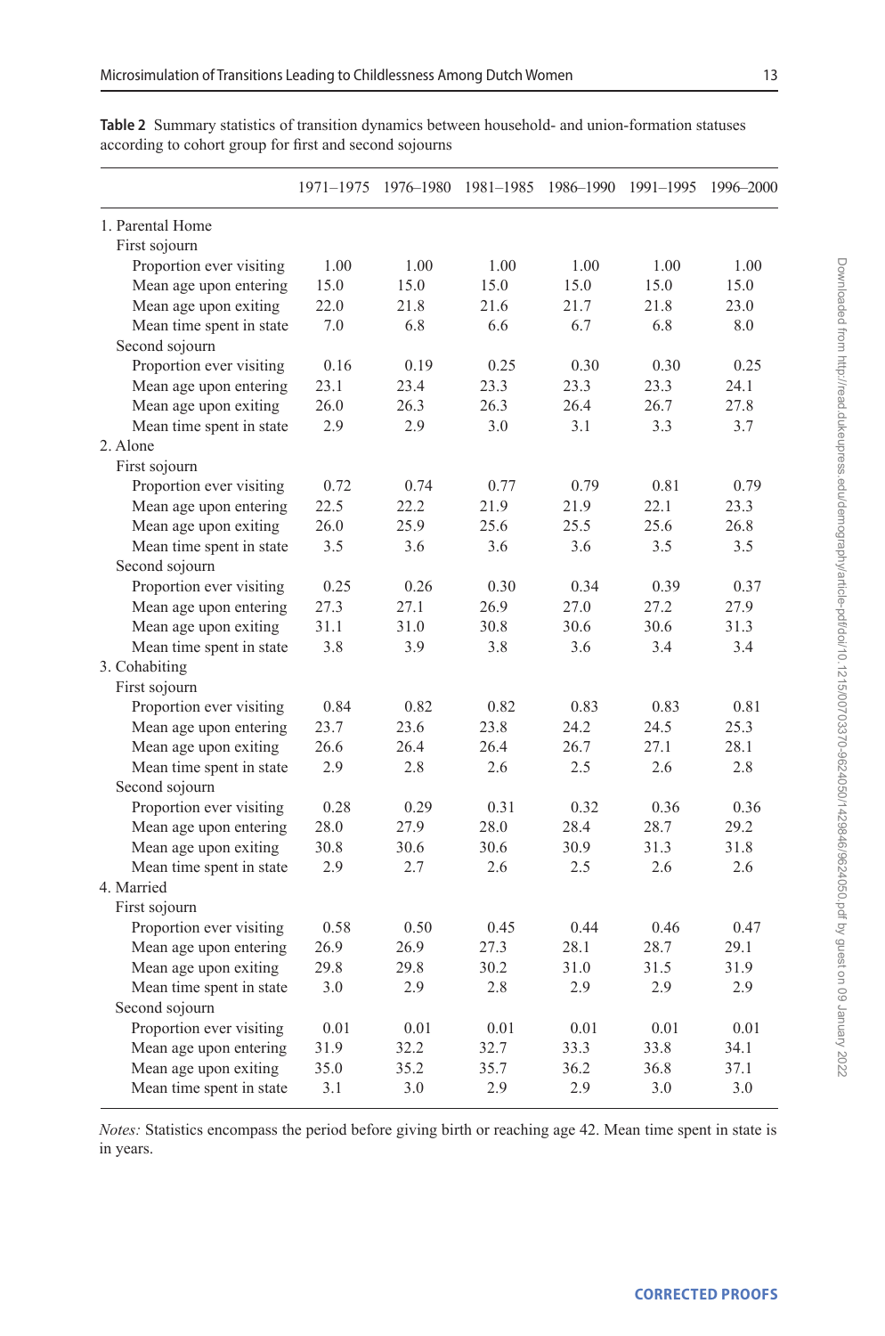**Table 2** Summary statistics of transition dynamics between household- and union-formation statuses according to cohort group for first and second sojourns

| | 1971–1975 | 1976–1980 | 1981–1985 | 1986–1990 | 1991–1995 | 1996–2000 |
|---|---|---|---|---|---|---|
| 1. Parental Home | | | | | | |
| First sojourn | | | | | | |
| Proportion ever visiting | 1.00 | 1.00 | 1.00 | 1.00 | 1.00 | 1.00 |
| Mean age upon entering | 15.0 | 15.0 | 15.0 | 15.0 | 15.0 | 15.0 |
| Mean age upon exiting | 22.0 | 21.8 | 21.6 | 21.7 | 21.8 | 23.0 |
| Mean time spent in state | 7.0 | 6.8 | 6.6 | 6.7 | 6.8 | 8.0 |
| Second sojourn | | | | | | |
| Proportion ever visiting | 0.16 | 0.19 | 0.25 | 0.30 | 0.30 | 0.25 |
| Mean age upon entering | 23.1 | 23.4 | 23.3 | 23.3 | 23.3 | 24.1 |
| Mean age upon exiting | 26.0 | 26.3 | 26.3 | 26.4 | 26.7 | 27.8 |
| Mean time spent in state | 2.9 | 2.9 | 3.0 | 3.1 | 3.3 | 3.7 |
| 2. Alone | | | | | | |
| First sojourn | | | | | | |
| Proportion ever visiting | 0.72 | 0.74 | 0.77 | 0.79 | 0.81 | 0.79 |
| Mean age upon entering | 22.5 | 22.2 | 21.9 | 21.9 | 22.1 | 23.3 |
| Mean age upon exiting | 26.0 | 25.9 | 25.6 | 25.5 | 25.6 | 26.8 |
| Mean time spent in state | 3.5 | 3.6 | 3.6 | 3.6 | 3.5 | 3.5 |
| Second sojourn | | | | | | |
| Proportion ever visiting | 0.25 | 0.26 | 0.30 | 0.34 | 0.39 | 0.37 |
| Mean age upon entering | 27.3 | 27.1 | 26.9 | 27.0 | 27.2 | 27.9 |
| Mean age upon exiting | 31.1 | 31.0 | 30.8 | 30.6 | 30.6 | 31.3 |
| Mean time spent in state | 3.8 | 3.9 | 3.8 | 3.6 | 3.4 | 3.4 |
| 3. Cohabiting | | | | | | |
| First sojourn | | | | | | |
| Proportion ever visiting | 0.84 | 0.82 | 0.82 | 0.83 | 0.83 | 0.81 |
| Mean age upon entering | 23.7 | 23.6 | 23.8 | 24.2 | 24.5 | 25.3 |
| Mean age upon exiting | 26.6 | 26.4 | 26.4 | 26.7 | 27.1 | 28.1 |
| Mean time spent in state | 2.9 | 2.8 | 2.6 | 2.5 | 2.6 | 2.8 |
| Second sojourn | | | | | | |
| Proportion ever visiting | 0.28 | 0.29 | 0.31 | 0.32 | 0.36 | 0.36 |
| Mean age upon entering | 28.0 | 27.9 | 28.0 | 28.4 | 28.7 | 29.2 |
| Mean age upon exiting | 30.8 | 30.6 | 30.6 | 30.9 | 31.3 | 31.8 |
| Mean time spent in state | 2.9 | 2.7 | 2.6 | 2.5 | 2.6 | 2.6 |
| 4. Married | | | | | | |
| First sojourn | | | | | | |
| Proportion ever visiting | 0.58 | 0.50 | 0.45 | 0.44 | 0.46 | 0.47 |
| Mean age upon entering | 26.9 | 26.9 | 27.3 | 28.1 | 28.7 | 29.1 |
| Mean age upon exiting | 29.8 | 29.8 | 30.2 | 31.0 | 31.5 | 31.9 |
| Mean time spent in state | 3.0 | 2.9 | 2.8 | 2.9 | 2.9 | 2.9 |
| Second sojourn | | | | | | |
| Proportion ever visiting | 0.01 | 0.01 | 0.01 | 0.01 | 0.01 | 0.01 |
| Mean age upon entering | 31.9 | 32.2 | 32.7 | 33.3 | 33.8 | 34.1 |
| Mean age upon exiting | 35.0 | 35.2 | 35.7 | 36.2 | 36.8 | 37.1 |
| Mean time spent in state | 3.1 | 3.0 | 2.9 | 2.9 | 3.0 | 3.0 |

*Notes:* Statistics encompass the period before giving birth or reaching age 42. Mean time spent in state is in years.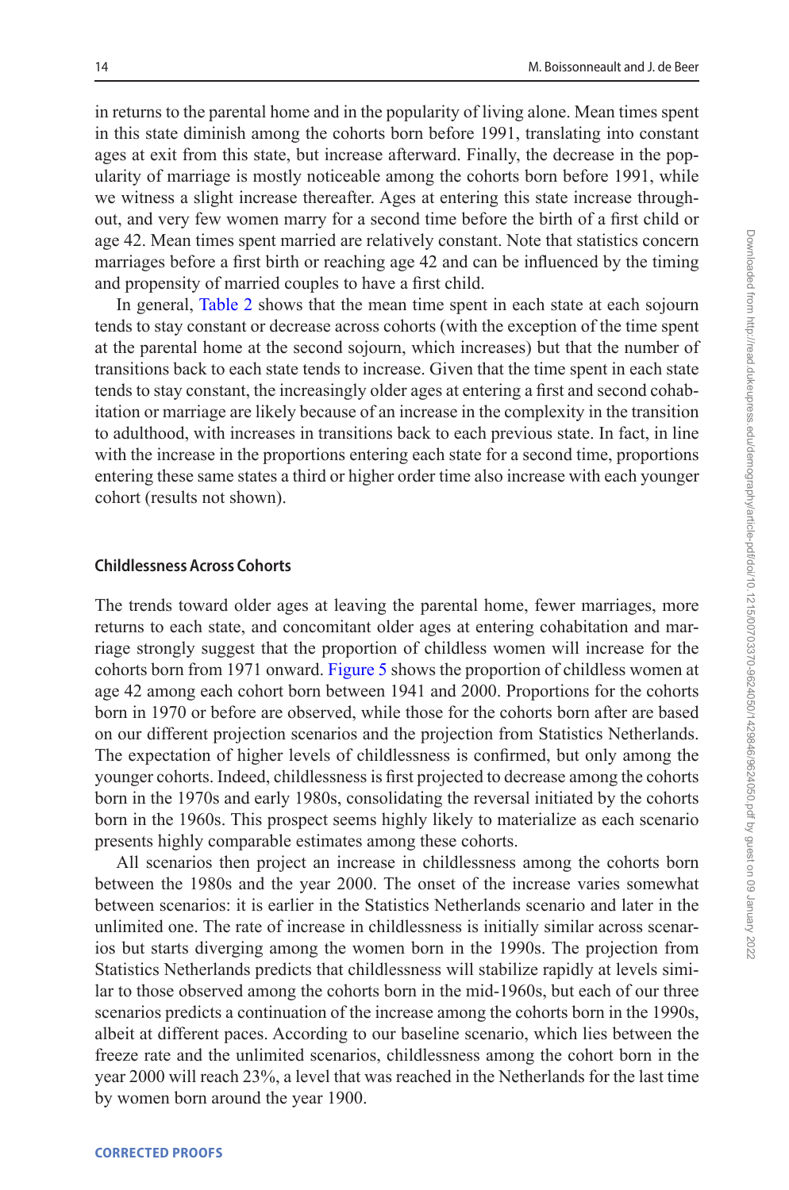in returns to the parental home and in the popularity of living alone. Mean times spent in this state diminish among the cohorts born before 1991, translating into constant ages at exit from this state, but increase afterward. Finally, the decrease in the popularity of marriage is mostly noticeable among the cohorts born before 1991, while we witness a slight increase thereafter. Ages at entering this state increase throughout, and very few women marry for a second time before the birth of a first child or age 42. Mean times spent married are relatively constant. Note that statistics concern marriages before a first birth or reaching age 42 and can be influenced by the timing and propensity of married couples to have a first child.

In general, Table 2 shows that the mean time spent in each state at each sojourn tends to stay constant or decrease across cohorts (with the exception of the time spent at the parental home at the second sojourn, which increases) but that the number of transitions back to each state tends to increase. Given that the time spent in each state tends to stay constant, the increasingly older ages at entering a first and second cohabitation or marriage are likely because of an increase in the complexity in the transition to adulthood, with increases in transitions back to each previous state. In fact, in line with the increase in the proportions entering each state for a second time, proportions entering these same states a third or higher order time also increase with each younger cohort (results not shown).

### Childlessness Across Cohorts

The trends toward older ages at leaving the parental home, fewer marriages, more returns to each state, and concomitant older ages at entering cohabitation and marriage strongly suggest that the proportion of childless women will increase for the cohorts born from 1971 onward. Figure 5 shows the proportion of childless women at age 42 among each cohort born between 1941 and 2000. Proportions for the cohorts born in 1970 or before are observed, while those for the cohorts born after are based on our different projection scenarios and the projection from Statistics Netherlands. The expectation of higher levels of childlessness is confirmed, but only among the younger cohorts. Indeed, childlessness is first projected to decrease among the cohorts born in the 1970s and early 1980s, consolidating the reversal initiated by the cohorts born in the 1960s. This prospect seems highly likely to materialize as each scenario presents highly comparable estimates among these cohorts.

All scenarios then project an increase in childlessness among the cohorts born between the 1980s and the year 2000. The onset of the increase varies somewhat between scenarios: it is earlier in the Statistics Netherlands scenario and later in the unlimited one. The rate of increase in childlessness is initially similar across scenarios but starts diverging among the women born in the 1990s. The projection from Statistics Netherlands predicts that childlessness will stabilize rapidly at levels similar to those observed among the cohorts born in the mid-1960s, but each of our three scenarios predicts a continuation of the increase among the cohorts born in the 1990s, albeit at different paces. According to our baseline scenario, which lies between the freeze rate and the unlimited scenarios, childlessness among the cohort born in the year 2000 will reach 23%, a level that was reached in the Netherlands for the last time by women born around the year 1900.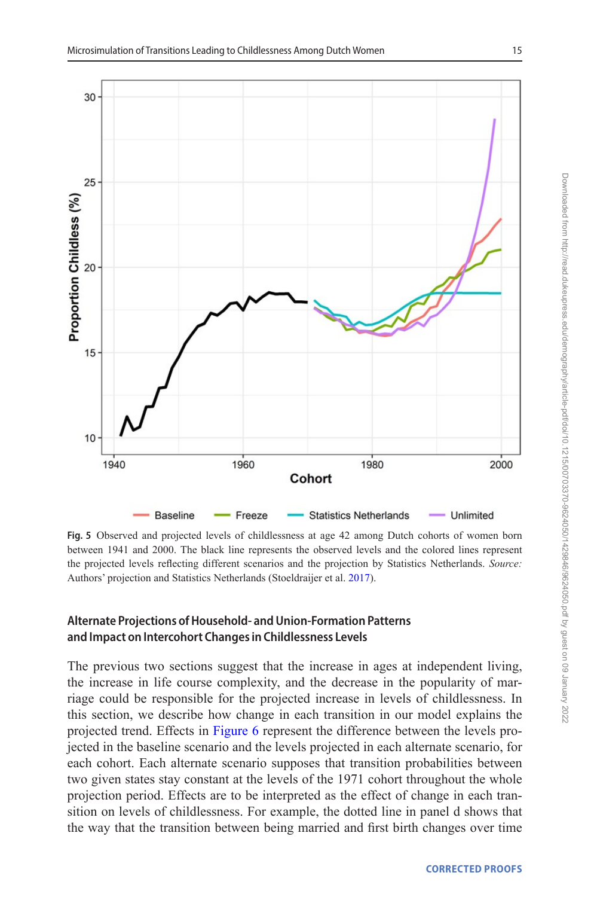**Fig. 5** Observed and projected levels of childlessness at age 42 among Dutch cohorts of women born between 1941 and 2000. The black line represents the observed levels and the colored lines represent the projected levels reflecting different scenarios and the projection by Statistics Netherlands. *Source:* Authors' projection and Statistics Netherlands (Stoeldraijer et al. 2017).

### Alternate Projections of Household- and Union-Formation Patterns and Impact on Intercohort Changes in Childlessness Levels

The previous two sections suggest that the increase in ages at independent living, the increase in life course complexity, and the decrease in the popularity of marriage could be responsible for the projected increase in levels of childlessness. In this section, we describe how change in each transition in our model explains the projected trend. Effects in Figure 6 represent the difference between the levels projected in the baseline scenario and the levels projected in each alternate scenario, for each cohort. Each alternate scenario supposes that transition probabilities between two given states stay constant at the levels of the 1971 cohort throughout the whole projection period. Effects are to be interpreted as the effect of change in each transition on levels of childlessness. For example, the dotted line in panel d shows that the way that the transition between being married and first birth changes over time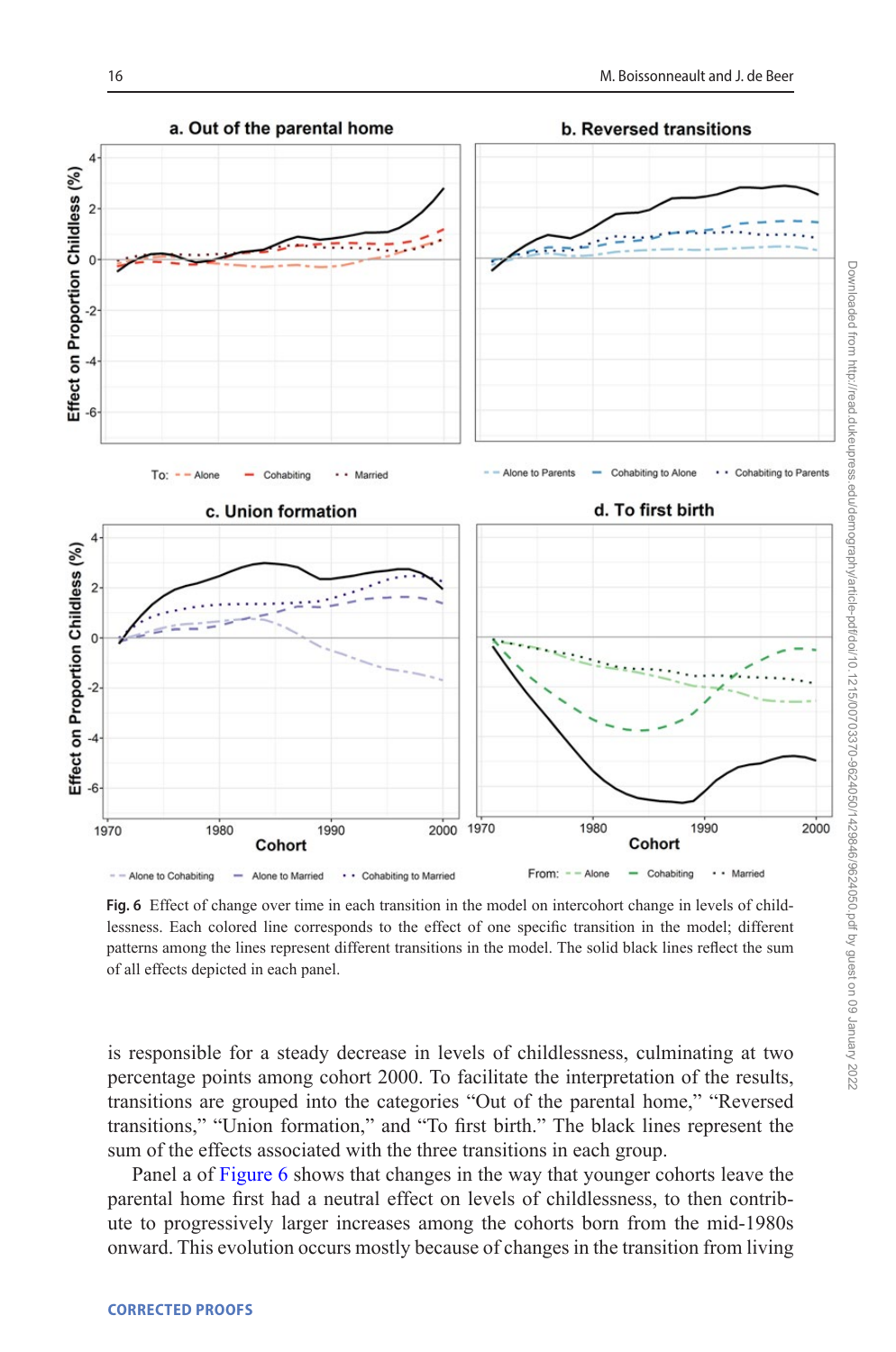**Fig. 6** Effect of change over time in each transition in the model on intercohort change in levels of childlessness. Each colored line corresponds to the effect of one specific transition in the model; different patterns among the lines represent different transitions in the model. The solid black lines reflect the sum of all effects depicted in each panel.

is responsible for a steady decrease in levels of childlessness, culminating at two percentage points among cohort 2000. To facilitate the interpretation of the results, transitions are grouped into the categories "Out of the parental home," "Reversed transitions," "Union formation," and "To first birth." The black lines represent the sum of the effects associated with the three transitions in each group.

Panel a of Figure 6 shows that changes in the way that younger cohorts leave the parental home first had a neutral effect on levels of childlessness, to then contribute to progressively larger increases among the cohorts born from the mid-1980s onward. This evolution occurs mostly because of changes in the transition from living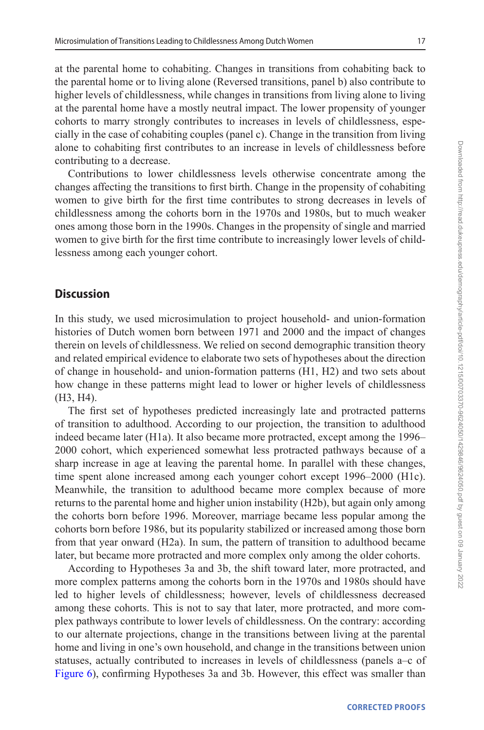at the parental home to cohabiting. Changes in transitions from cohabiting back to the parental home or to living alone (Reversed transitions, panel b) also contribute to higher levels of childlessness, while changes in transitions from living alone to living at the parental home have a mostly neutral impact. The lower propensity of younger cohorts to marry strongly contributes to increases in levels of childlessness, especially in the case of cohabiting couples (panel c). Change in the transition from living alone to cohabiting first contributes to an increase in levels of childlessness before contributing to a decrease.

Contributions to lower childlessness levels otherwise concentrate among the changes affecting the transitions to first birth. Change in the propensity of cohabiting women to give birth for the first time contributes to strong decreases in levels of childlessness among the cohorts born in the 1970s and 1980s, but to much weaker ones among those born in the 1990s. Changes in the propensity of single and married women to give birth for the first time contribute to increasingly lower levels of childlessness among each younger cohort.

## Discussion

In this study, we used microsimulation to project household- and union-formation histories of Dutch women born between 1971 and 2000 and the impact of changes therein on levels of childlessness. We relied on second demographic transition theory and related empirical evidence to elaborate two sets of hypotheses about the direction of change in household- and union-formation patterns (H1, H2) and two sets about how change in these patterns might lead to lower or higher levels of childlessness (H3, H4).

The first set of hypotheses predicted increasingly late and protracted patterns of transition to adulthood. According to our projection, the transition to adulthood indeed became later (H1a). It also became more protracted, except among the 1996–2000 cohort, which experienced somewhat less protracted pathways because of a sharp increase in age at leaving the parental home. In parallel with these changes, time spent alone increased among each younger cohort except 1996–2000 (H1c). Meanwhile, the transition to adulthood became more complex because of more returns to the parental home and higher union instability (H2b), but again only among the cohorts born before 1996. Moreover, marriage became less popular among the cohorts born before 1986, but its popularity stabilized or increased among those born from that year onward (H2a). In sum, the pattern of transition to adulthood became later, but became more protracted and more complex only among the older cohorts.

According to Hypotheses 3a and 3b, the shift toward later, more protracted, and more complex patterns among the cohorts born in the 1970s and 1980s should have led to higher levels of childlessness; however, levels of childlessness decreased among these cohorts. This is not to say that later, more protracted, and more complex pathways contribute to lower levels of childlessness. On the contrary: according to our alternate projections, change in the transitions between living at the parental home and living in one's own household, and change in the transitions between union statuses, actually contributed to increases in levels of childlessness (panels a–c of Figure 6), confirming Hypotheses 3a and 3b. However, this effect was smaller than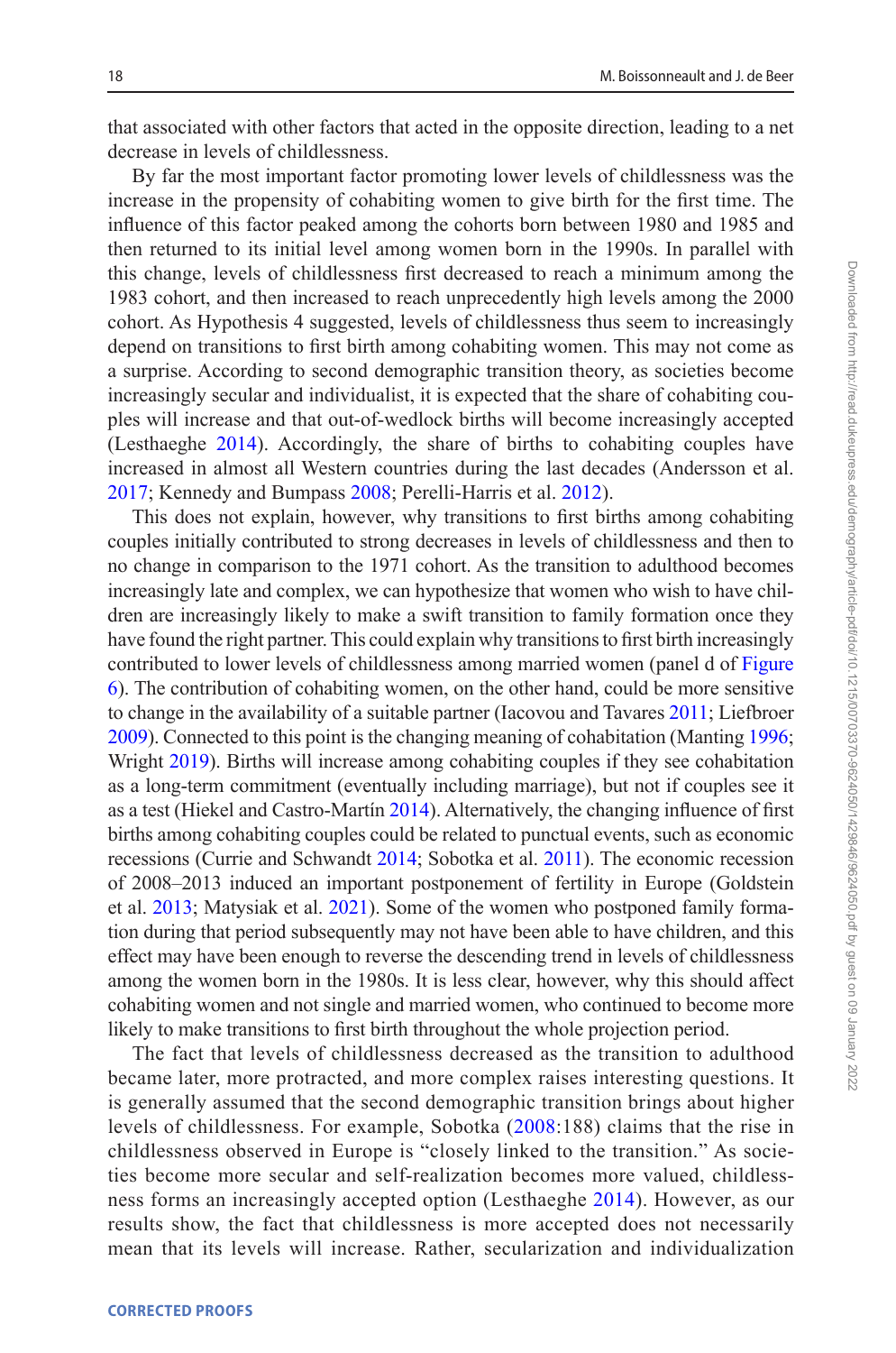that associated with other factors that acted in the opposite direction, leading to a net decrease in levels of childlessness.

By far the most important factor promoting lower levels of childlessness was the increase in the propensity of cohabiting women to give birth for the first time. The influence of this factor peaked among the cohorts born between 1980 and 1985 and then returned to its initial level among women born in the 1990s. In parallel with this change, levels of childlessness first decreased to reach a minimum among the 1983 cohort, and then increased to reach unprecedently high levels among the 2000 cohort. As Hypothesis 4 suggested, levels of childlessness thus seem to increasingly depend on transitions to first birth among cohabiting women. This may not come as a surprise. According to second demographic transition theory, as societies become increasingly secular and individualist, it is expected that the share of cohabiting couples will increase and that out-of-wedlock births will become increasingly accepted (Lesthaeghe 2014). Accordingly, the share of births to cohabiting couples have increased in almost all Western countries during the last decades (Andersson et al. 2017; Kennedy and Bumpass 2008; Perelli-Harris et al. 2012).

This does not explain, however, why transitions to first births among cohabiting couples initially contributed to strong decreases in levels of childlessness and then to no change in comparison to the 1971 cohort. As the transition to adulthood becomes increasingly late and complex, we can hypothesize that women who wish to have children are increasingly likely to make a swift transition to family formation once they have found the right partner. This could explain why transitions to first birth increasingly contributed to lower levels of childlessness among married women (panel d of Figure 6). The contribution of cohabiting women, on the other hand, could be more sensitive to change in the availability of a suitable partner (Iacovou and Tavares 2011; Liefbroer 2009). Connected to this point is the changing meaning of cohabitation (Manting 1996; Wright 2019). Births will increase among cohabiting couples if they see cohabitation as a long-term commitment (eventually including marriage), but not if couples see it as a test (Hiekel and Castro-Martín 2014). Alternatively, the changing influence of first births among cohabiting couples could be related to punctual events, such as economic recessions (Currie and Schwandt 2014; Sobotka et al. 2011). The economic recession of 2008–2013 induced an important postponement of fertility in Europe (Goldstein et al. 2013; Matysiak et al. 2021). Some of the women who postponed family formation during that period subsequently may not have been able to have children, and this effect may have been enough to reverse the descending trend in levels of childlessness among the women born in the 1980s. It is less clear, however, why this should affect cohabiting women and not single and married women, who continued to become more likely to make transitions to first birth throughout the whole projection period.

The fact that levels of childlessness decreased as the transition to adulthood became later, more protracted, and more complex raises interesting questions. It is generally assumed that the second demographic transition brings about higher levels of childlessness. For example, Sobotka (2008:188) claims that the rise in childlessness observed in Europe is "closely linked to the transition." As societies become more secular and self-realization becomes more valued, childlessness forms an increasingly accepted option (Lesthaeghe 2014). However, as our results show, the fact that childlessness is more accepted does not necessarily mean that its levels will increase. Rather, secularization and individualization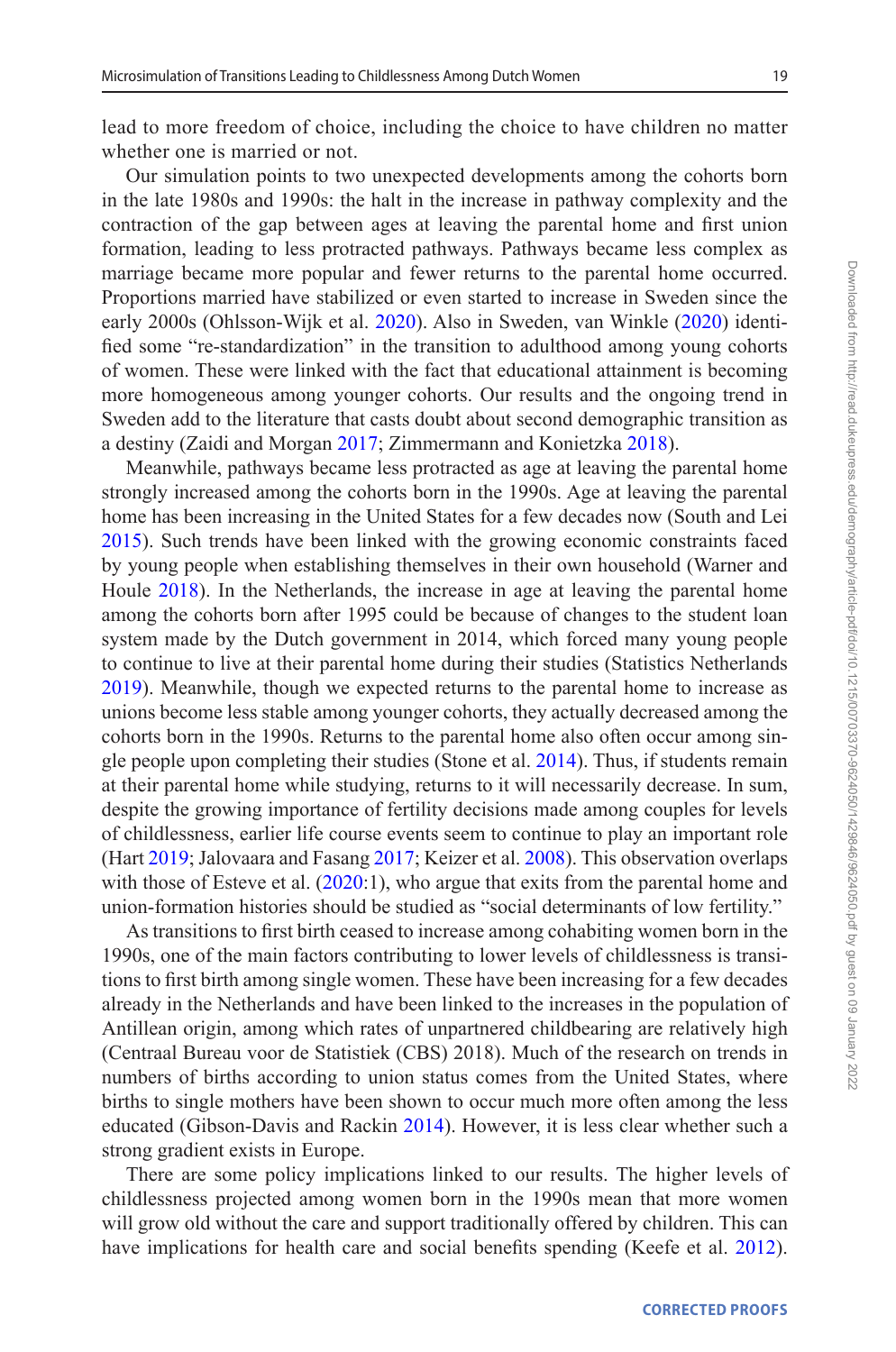lead to more freedom of choice, including the choice to have children no matter whether one is married or not.

Our simulation points to two unexpected developments among the cohorts born in the late 1980s and 1990s: the halt in the increase in pathway complexity and the contraction of the gap between ages at leaving the parental home and first union formation, leading to less protracted pathways. Pathways became less complex as marriage became more popular and fewer returns to the parental home occurred. Proportions married have stabilized or even started to increase in Sweden since the early 2000s (Ohlsson-Wijk et al. 2020). Also in Sweden, van Winkle (2020) identified some "re-standardization" in the transition to adulthood among young cohorts of women. These were linked with the fact that educational attainment is becoming more homogeneous among younger cohorts. Our results and the ongoing trend in Sweden add to the literature that casts doubt about second demographic transition as a destiny (Zaidi and Morgan 2017; Zimmermann and Konietzka 2018).

Meanwhile, pathways became less protracted as age at leaving the parental home strongly increased among the cohorts born in the 1990s. Age at leaving the parental home has been increasing in the United States for a few decades now (South and Lei 2015). Such trends have been linked with the growing economic constraints faced by young people when establishing themselves in their own household (Warner and Houle 2018). In the Netherlands, the increase in age at leaving the parental home among the cohorts born after 1995 could be because of changes to the student loan system made by the Dutch government in 2014, which forced many young people to continue to live at their parental home during their studies (Statistics Netherlands 2019). Meanwhile, though we expected returns to the parental home to increase as unions become less stable among younger cohorts, they actually decreased among the cohorts born in the 1990s. Returns to the parental home also often occur among single people upon completing their studies (Stone et al. 2014). Thus, if students remain at their parental home while studying, returns to it will necessarily decrease. In sum, despite the growing importance of fertility decisions made among couples for levels of childlessness, earlier life course events seem to continue to play an important role (Hart 2019; Jalovaara and Fasang 2017; Keizer et al. 2008). This observation overlaps with those of Esteve et al. (2020:1), who argue that exits from the parental home and union-formation histories should be studied as "social determinants of low fertility."

As transitions to first birth ceased to increase among cohabiting women born in the 1990s, one of the main factors contributing to lower levels of childlessness is transitions to first birth among single women. These have been increasing for a few decades already in the Netherlands and have been linked to the increases in the population of Antillean origin, among which rates of unpartnered childbearing are relatively high (Centraal Bureau voor de Statistiek (CBS) 2018). Much of the research on trends in numbers of births according to union status comes from the United States, where births to single mothers have been shown to occur much more often among the less educated (Gibson-Davis and Rackin 2014). However, it is less clear whether such a strong gradient exists in Europe.

There are some policy implications linked to our results. The higher levels of childlessness projected among women born in the 1990s mean that more women will grow old without the care and support traditionally offered by children. This can have implications for health care and social benefits spending (Keefe et al. 2012).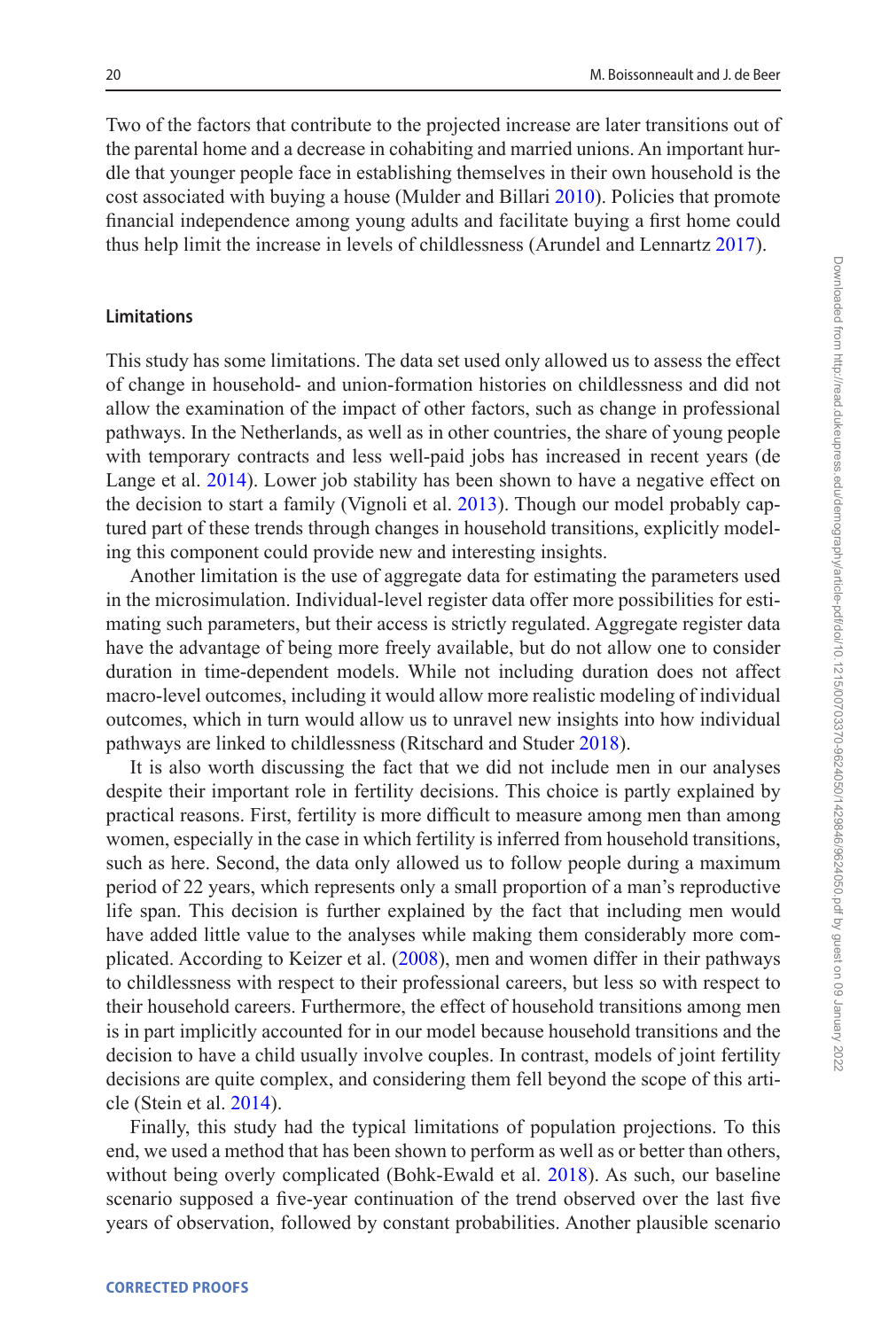Two of the factors that contribute to the projected increase are later transitions out of the parental home and a decrease in cohabiting and married unions. An important hurdle that younger people face in establishing themselves in their own household is the cost associated with buying a house (Mulder and Billari 2010). Policies that promote financial independence among young adults and facilitate buying a first home could thus help limit the increase in levels of childlessness (Arundel and Lennartz 2017).

### Limitations

This study has some limitations. The data set used only allowed us to assess the effect of change in household- and union-formation histories on childlessness and did not allow the examination of the impact of other factors, such as change in professional pathways. In the Netherlands, as well as in other countries, the share of young people with temporary contracts and less well-paid jobs has increased in recent years (de Lange et al. 2014). Lower job stability has been shown to have a negative effect on the decision to start a family (Vignoli et al. 2013). Though our model probably captured part of these trends through changes in household transitions, explicitly modeling this component could provide new and interesting insights.

Another limitation is the use of aggregate data for estimating the parameters used in the microsimulation. Individual-level register data offer more possibilities for estimating such parameters, but their access is strictly regulated. Aggregate register data have the advantage of being more freely available, but do not allow one to consider duration in time-dependent models. While not including duration does not affect macro-level outcomes, including it would allow more realistic modeling of individual outcomes, which in turn would allow us to unravel new insights into how individual pathways are linked to childlessness (Ritschard and Studer 2018).

It is also worth discussing the fact that we did not include men in our analyses despite their important role in fertility decisions. This choice is partly explained by practical reasons. First, fertility is more difficult to measure among men than among women, especially in the case in which fertility is inferred from household transitions, such as here. Second, the data only allowed us to follow people during a maximum period of 22 years, which represents only a small proportion of a man's reproductive life span. This decision is further explained by the fact that including men would have added little value to the analyses while making them considerably more complicated. According to Keizer et al. (2008), men and women differ in their pathways to childlessness with respect to their professional careers, but less so with respect to their household careers. Furthermore, the effect of household transitions among men is in part implicitly accounted for in our model because household transitions and the decision to have a child usually involve couples. In contrast, models of joint fertility decisions are quite complex, and considering them fell beyond the scope of this article (Stein et al. 2014).

Finally, this study had the typical limitations of population projections. To this end, we used a method that has been shown to perform as well as or better than others, without being overly complicated (Bohk-Ewald et al. 2018). As such, our baseline scenario supposed a five-year continuation of the trend observed over the last five years of observation, followed by constant probabilities. Another plausible scenario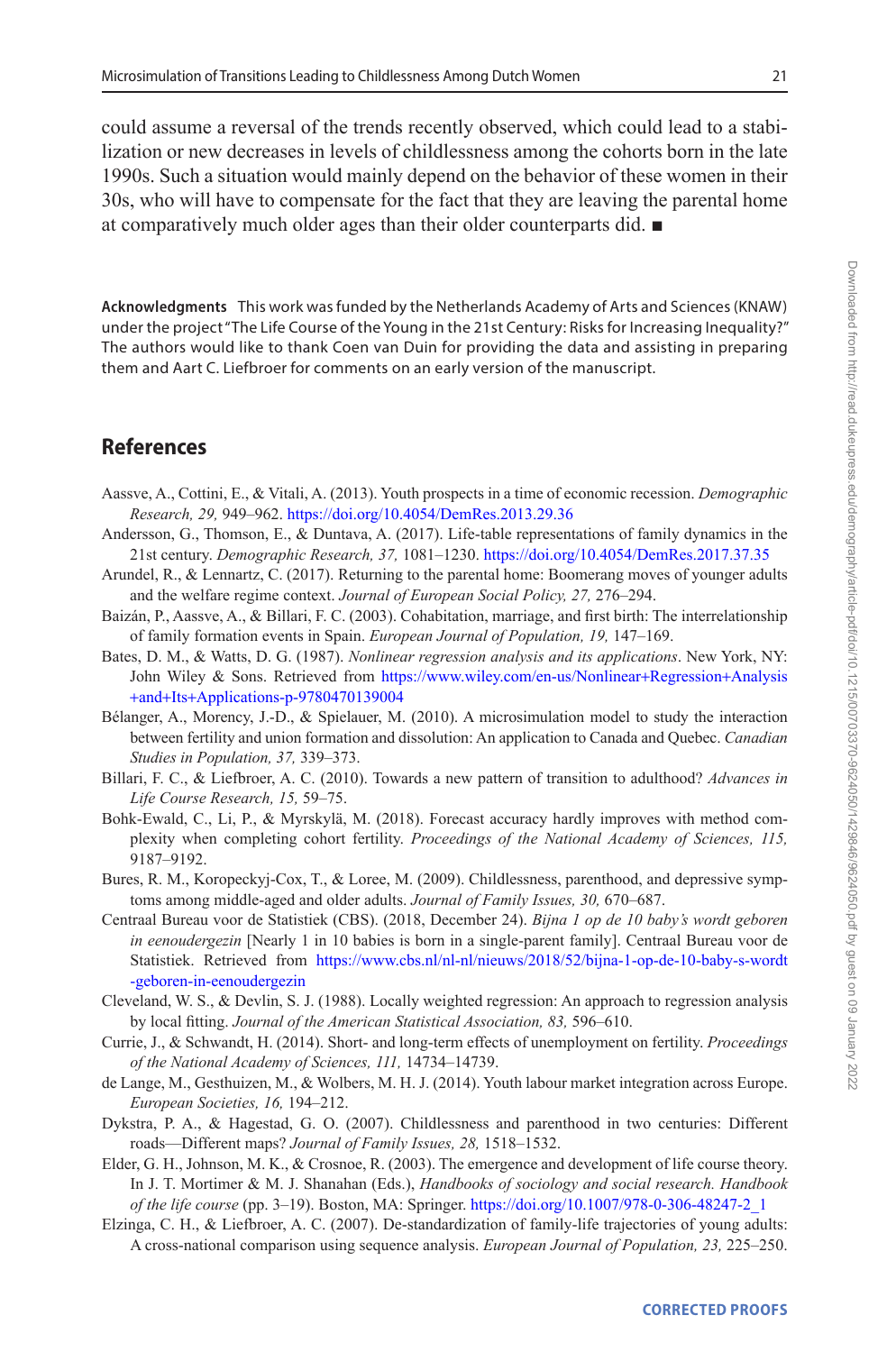could assume a reversal of the trends recently observed, which could lead to a stabilization or new decreases in levels of childlessness among the cohorts born in the late 1990s. Such a situation would mainly depend on the behavior of these women in their 30s, who will have to compensate for the fact that they are leaving the parental home at comparatively much older ages than their older counterparts did. ■

**Acknowledgments** This work was funded by the Netherlands Academy of Arts and Sciences (KNAW) under the project "The Life Course of the Young in the 21st Century: Risks for Increasing Inequality?" The authors would like to thank Coen van Duin for providing the data and assisting in preparing them and Aart C. Liefbroer for comments on an early version of the manuscript.

## References

Aassve, A., Cottini, E., & Vitali, A. (2013). Youth prospects in a time of economic recession. *Demographic Research, 29,* 949–962. https://doi.org/10.4054/DemRes.2013.29.36

Andersson, G., Thomson, E., & Duntava, A. (2017). Life-table representations of family dynamics in the 21st century. *Demographic Research, 37,* 1081–1230. https://doi.org/10.4054/DemRes.2017.37.35

Arundel, R., & Lennartz, C. (2017). Returning to the parental home: Boomerang moves of younger adults and the welfare regime context. *Journal of European Social Policy, 27,* 276–294.

Baizán, P., Aassve, A., & Billari, F. C. (2003). Cohabitation, marriage, and first birth: The interrelationship of family formation events in Spain. *European Journal of Population, 19,* 147–169.

Bates, D. M., & Watts, D. G. (1987). *Nonlinear regression analysis and its applications*. New York, NY: John Wiley & Sons. Retrieved from https://www.wiley.com/en-us/Nonlinear+Regression+Analysis+and+Its+Applications-p-9780470139004

Bélanger, A., Morency, J.-D., & Spielauer, M. (2010). A microsimulation model to study the interaction between fertility and union formation and dissolution: An application to Canada and Quebec. *Canadian Studies in Population, 37,* 339–373.

Billari, F. C., & Liefbroer, A. C. (2010). Towards a new pattern of transition to adulthood? *Advances in Life Course Research, 15,* 59–75.

Bohk-Ewald, C., Li, P., & Myrskylä, M. (2018). Forecast accuracy hardly improves with method complexity when completing cohort fertility. *Proceedings of the National Academy of Sciences, 115,* 9187–9192.

Bures, R. M., Koropeckyj-Cox, T., & Loree, M. (2009). Childlessness, parenthood, and depressive symptoms among middle-aged and older adults. *Journal of Family Issues, 30,* 670–687.

Centraal Bureau voor de Statistiek (CBS). (2018, December 24). *Bijna 1 op de 10 baby's wordt geboren in eenoudergezin* [Nearly 1 in 10 babies is born in a single-parent family]. Centraal Bureau voor de Statistiek. Retrieved from https://www.cbs.nl/nl-nl/nieuws/2018/52/bijna-1-op-de-10-baby-s-wordt-geboren-in-eenoudergezin

Cleveland, W. S., & Devlin, S. J. (1988). Locally weighted regression: An approach to regression analysis by local fitting. *Journal of the American Statistical Association, 83,* 596–610.

Currie, J., & Schwandt, H. (2014). Short- and long-term effects of unemployment on fertility. *Proceedings of the National Academy of Sciences, 111,* 14734–14739.

de Lange, M., Gesthuizen, M., & Wolbers, M. H. J. (2014). Youth labour market integration across Europe. *European Societies, 16,* 194–212.

Dykstra, P. A., & Hagestad, G. O. (2007). Childlessness and parenthood in two centuries: Different roads—Different maps? *Journal of Family Issues, 28,* 1518–1532.

Elder, G. H., Johnson, M. K., & Crosnoe, R. (2003). The emergence and development of life course theory. In J. T. Mortimer & M. J. Shanahan (Eds.), *Handbooks of sociology and social research. Handbook of the life course* (pp. 3–19). Boston, MA: Springer. https://doi.org/10.1007/978-0-306-48247-2_1

Elzinga, C. H., & Liefbroer, A. C. (2007). De-standardization of family-life trajectories of young adults: A cross-national comparison using sequence analysis. *European Journal of Population, 23,* 225–250.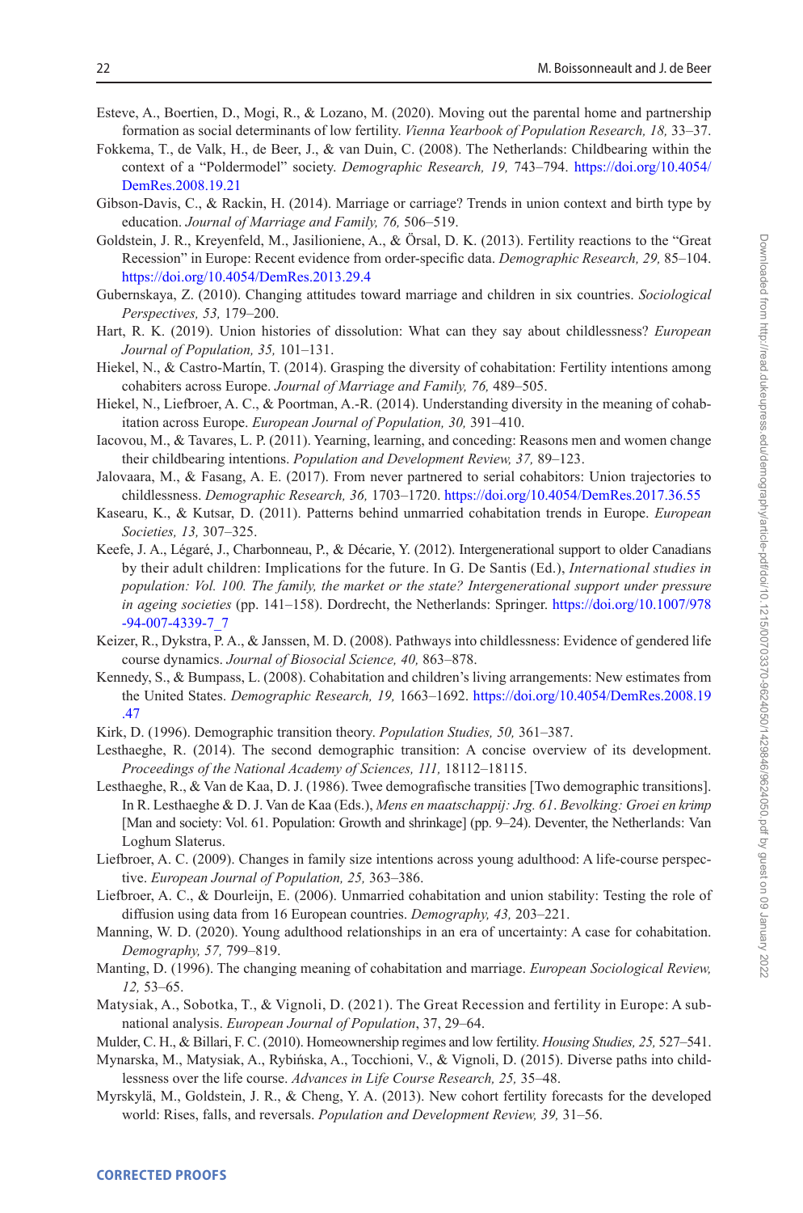Esteve, A., Boertien, D., Mogi, R., & Lozano, M. (2020). Moving out the parental home and partnership formation as social determinants of low fertility. *Vienna Yearbook of Population Research, 18,* 33–37.

Fokkema, T., de Valk, H., de Beer, J., & van Duin, C. (2008). The Netherlands: Childbearing within the context of a "Poldermodel" society. *Demographic Research, 19,* 743–794. https://doi.org/10.4054/DemRes.2008.19.21

Gibson-Davis, C., & Rackin, H. (2014). Marriage or carriage? Trends in union context and birth type by education. *Journal of Marriage and Family, 76,* 506–519.

Goldstein, J. R., Kreyenfeld, M., Jasilioniene, A., & Örsal, D. K. (2013). Fertility reactions to the "Great Recession" in Europe: Recent evidence from order-specific data. *Demographic Research, 29,* 85–104. https://doi.org/10.4054/DemRes.2013.29.4

Gubernskaya, Z. (2010). Changing attitudes toward marriage and children in six countries. *Sociological Perspectives, 53,* 179–200.

Hart, R. K. (2019). Union histories of dissolution: What can they say about childlessness? *European Journal of Population, 35,* 101–131.

Hiekel, N., & Castro-Martín, T. (2014). Grasping the diversity of cohabitation: Fertility intentions among cohabiters across Europe. *Journal of Marriage and Family, 76,* 489–505.

Hiekel, N., Liefbroer, A. C., & Poortman, A.-R. (2014). Understanding diversity in the meaning of cohabitation across Europe. *European Journal of Population, 30,* 391–410.

Iacovou, M., & Tavares, L. P. (2011). Yearning, learning, and conceding: Reasons men and women change their childbearing intentions. *Population and Development Review, 37,* 89–123.

Jalovaara, M., & Fasang, A. E. (2017). From never partnered to serial cohabitors: Union trajectories to childlessness. *Demographic Research, 36,* 1703–1720. https://doi.org/10.4054/DemRes.2017.36.55

Kasearu, K., & Kutsar, D. (2011). Patterns behind unmarried cohabitation trends in Europe. *European Societies, 13,* 307–325.

Keefe, J. A., Légaré, J., Charbonneau, P., & Décarie, Y. (2012). Intergenerational support to older Canadians by their adult children: Implications for the future. In G. De Santis (Ed.), *International studies in population: Vol. 100. The family, the market or the state? Intergenerational support under pressure in ageing societies* (pp. 141–158). Dordrecht, the Netherlands: Springer. https://doi.org/10.1007/978-94-007-4339-7_7

Keizer, R., Dykstra, P. A., & Janssen, M. D. (2008). Pathways into childlessness: Evidence of gendered life course dynamics. *Journal of Biosocial Science, 40,* 863–878.

Kennedy, S., & Bumpass, L. (2008). Cohabitation and children's living arrangements: New estimates from the United States. *Demographic Research, 19,* 1663–1692. https://doi.org/10.4054/DemRes.2008.19.47

Kirk, D. (1996). Demographic transition theory. *Population Studies, 50,* 361–387.

Lesthaeghe, R. (2014). The second demographic transition: A concise overview of its development. *Proceedings of the National Academy of Sciences, 111,* 18112–18115.

Lesthaeghe, R., & Van de Kaa, D. J. (1986). Twee demografische transities [Two demographic transitions]. In R. Lesthaeghe & D. J. Van de Kaa (Eds.), *Mens en maatschappij: Jrg. 61. Bevolking: Groei en krimp* [Man and society: Vol. 61. Population: Growth and shrinkage] (pp. 9–24). Deventer, the Netherlands: Van Loghum Slaterus.

Liefbroer, A. C. (2009). Changes in family size intentions across young adulthood: A life-course perspective. *European Journal of Population, 25,* 363–386.

Liefbroer, A. C., & Dourleijn, E. (2006). Unmarried cohabitation and union stability: Testing the role of diffusion using data from 16 European countries. *Demography, 43,* 203–221.

Manning, W. D. (2020). Young adulthood relationships in an era of uncertainty: A case for cohabitation. *Demography, 57,* 799–819.

Manting, D. (1996). The changing meaning of cohabitation and marriage. *European Sociological Review, 12,* 53–65.

Matysiak, A., Sobotka, T., & Vignoli, D. (2021). The Great Recession and fertility in Europe: A sub-national analysis. *European Journal of Population*, 37, 29–64.

Mulder, C. H., & Billari, F. C. (2010). Homeownership regimes and low fertility. *Housing Studies, 25,* 527–541.

Mynarska, M., Matysiak, A., Rybińska, A., Tocchioni, V., & Vignoli, D. (2015). Diverse paths into childlessness over the life course. *Advances in Life Course Research, 25,* 35–48.

Myrskylä, M., Goldstein, J. R., & Cheng, Y. A. (2013). New cohort fertility forecasts for the developed world: Rises, falls, and reversals. *Population and Development Review, 39,* 31–56.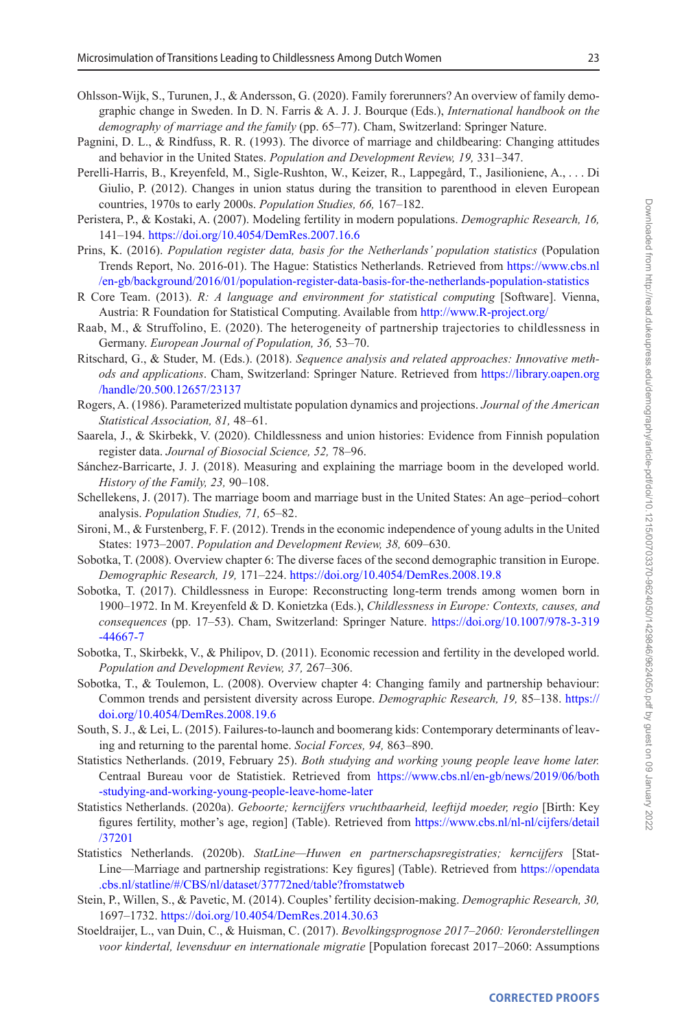Ohlsson-Wijk, S., Turunen, J., & Andersson, G. (2020). Family forerunners? An overview of family demographic change in Sweden. In D. N. Farris & A. J. J. Bourque (Eds.), *International handbook on the demography of marriage and the family* (pp. 65–77). Cham, Switzerland: Springer Nature.

Pagnini, D. L., & Rindfuss, R. R. (1993). The divorce of marriage and childbearing: Changing attitudes and behavior in the United States. *Population and Development Review, 19,* 331–347.

Perelli-Harris, B., Kreyenfeld, M., Sigle-Rushton, W., Keizer, R., Lappegård, T., Jasilioniene, A., . . . Di Giulio, P. (2012). Changes in union status during the transition to parenthood in eleven European countries, 1970s to early 2000s. *Population Studies, 66,* 167–182.

Peristera, P., & Kostaki, A. (2007). Modeling fertility in modern populations. *Demographic Research, 16,* 141–194. https://doi.org/10.4054/DemRes.2007.16.6

Prins, K. (2016). *Population register data, basis for the Netherlands' population statistics* (Population Trends Report, No. 2016-01). The Hague: Statistics Netherlands. Retrieved from https://www.cbs.nl/en-gb/background/2016/01/population-register-data-basis-for-the-netherlands-population-statistics

R Core Team. (2013). *R: A language and environment for statistical computing* [Software]. Vienna, Austria: R Foundation for Statistical Computing. Available from http://www.R-project.org/

Raab, M., & Struffolino, E. (2020). The heterogeneity of partnership trajectories to childlessness in Germany. *European Journal of Population, 36,* 53–70.

Ritschard, G., & Studer, M. (Eds.). (2018). *Sequence analysis and related approaches: Innovative methods and applications*. Cham, Switzerland: Springer Nature. Retrieved from https://library.oapen.org/handle/20.500.12657/23137

Rogers, A. (1986). Parameterized multistate population dynamics and projections. *Journal of the American Statistical Association, 81,* 48–61.

Saarela, J., & Skirbekk, V. (2020). Childlessness and union histories: Evidence from Finnish population register data. *Journal of Biosocial Science, 52,* 78–96.

Sánchez-Barricarte, J. J. (2018). Measuring and explaining the marriage boom in the developed world. *History of the Family, 23,* 90–108.

Schellekens, J. (2017). The marriage boom and marriage bust in the United States: An age–period–cohort analysis. *Population Studies, 71,* 65–82.

Sironi, M., & Furstenberg, F. F. (2012). Trends in the economic independence of young adults in the United States: 1973–2007. *Population and Development Review, 38,* 609–630.

Sobotka, T. (2008). Overview chapter 6: The diverse faces of the second demographic transition in Europe. *Demographic Research, 19,* 171–224. https://doi.org/10.4054/DemRes.2008.19.8

Sobotka, T. (2017). Childlessness in Europe: Reconstructing long-term trends among women born in 1900–1972. In M. Kreyenfeld & D. Konietzka (Eds.), *Childlessness in Europe: Contexts, causes, and consequences* (pp. 17–53). Cham, Switzerland: Springer Nature. https://doi.org/10.1007/978-3-319-44667-7

Sobotka, T., Skirbekk, V., & Philipov, D. (2011). Economic recession and fertility in the developed world. *Population and Development Review, 37,* 267–306.

Sobotka, T., & Toulemon, L. (2008). Overview chapter 4: Changing family and partnership behaviour: Common trends and persistent diversity across Europe. *Demographic Research, 19,* 85–138. https://doi.org/10.4054/DemRes.2008.19.6

South, S. J., & Lei, L. (2015). Failures-to-launch and boomerang kids: Contemporary determinants of leaving and returning to the parental home. *Social Forces, 94,* 863–890.

Statistics Netherlands. (2019, February 25). *Both studying and working young people leave home later.* Centraal Bureau voor de Statistiek. Retrieved from https://www.cbs.nl/en-gb/news/2019/06/both-studying-and-working-young-people-leave-home-later

Statistics Netherlands. (2020a). *Geboorte; kerncijfers vruchtbaarheid, leeftijd moeder, regio* [Birth: Key figures fertility, mother's age, region] (Table). Retrieved from https://www.cbs.nl/nl-nl/cijfers/detail/37201

Statistics Netherlands. (2020b). *StatLine—Huwen en partnerschapsregistraties; kerncijfers* [StatLine—Marriage and partnership registrations: Key figures] (Table). Retrieved from https://opendata.cbs.nl/statline/#/CBS/nl/dataset/37772ned/table?fromstatweb

Stein, P., Willen, S., & Pavetic, M. (2014). Couples' fertility decision-making. *Demographic Research, 30,* 1697–1732. https://doi.org/10.4054/DemRes.2014.30.63

Stoeldraijer, L., van Duin, C., & Huisman, C. (2017). *Bevolkingsprognose 2017–2060: Veronderstellingen voor kindertal, levensduur en internationale migratie* [Population forecast 2017–2060: Assumptions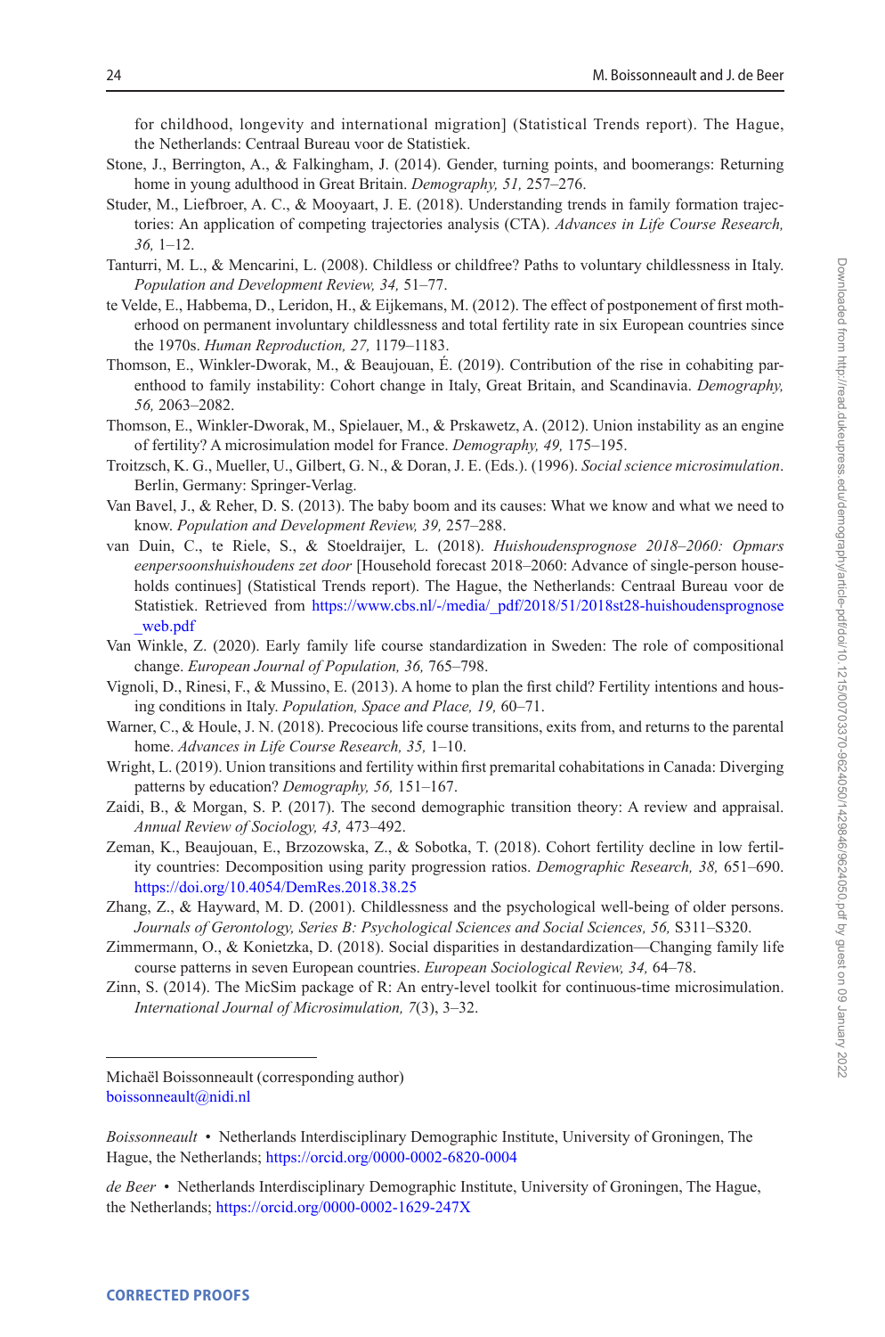for childhood, longevity and international migration] (Statistical Trends report). The Hague, the Netherlands: Centraal Bureau voor de Statistiek.

Stone, J., Berrington, A., & Falkingham, J. (2014). Gender, turning points, and boomerangs: Returning home in young adulthood in Great Britain. *Demography, 51,* 257–276.

Studer, M., Liefbroer, A. C., & Mooyaart, J. E. (2018). Understanding trends in family formation trajectories: An application of competing trajectories analysis (CTA). *Advances in Life Course Research, 36,* 1–12.

Tanturri, M. L., & Mencarini, L. (2008). Childless or childfree? Paths to voluntary childlessness in Italy. *Population and Development Review, 34,* 51–77.

te Velde, E., Habbema, D., Leridon, H., & Eijkemans, M. (2012). The effect of postponement of first motherhood on permanent involuntary childlessness and total fertility rate in six European countries since the 1970s. *Human Reproduction, 27,* 1179–1183.

Thomson, E., Winkler-Dworak, M., & Beaujouan, É. (2019). Contribution of the rise in cohabiting parenthood to family instability: Cohort change in Italy, Great Britain, and Scandinavia. *Demography, 56,* 2063–2082.

Thomson, E., Winkler-Dworak, M., Spielauer, M., & Prskawetz, A. (2012). Union instability as an engine of fertility? A microsimulation model for France. *Demography, 49,* 175–195.

Troitzsch, K. G., Mueller, U., Gilbert, G. N., & Doran, J. E. (Eds.). (1996). *Social science microsimulation*. Berlin, Germany: Springer-Verlag.

Van Bavel, J., & Reher, D. S. (2013). The baby boom and its causes: What we know and what we need to know. *Population and Development Review, 39,* 257–288.

van Duin, C., te Riele, S., & Stoeldraijer, L. (2018). *Huishoudensprognose 2018–2060: Opmars eenpersoonshuishoudens zet door* [Household forecast 2018–2060: Advance of single-person households continues] (Statistical Trends report). The Hague, the Netherlands: Centraal Bureau voor de Statistiek. Retrieved from https://www.cbs.nl/-/media/_pdf/2018/51/2018st28-huishoudensprognose_web.pdf

Van Winkle, Z. (2020). Early family life course standardization in Sweden: The role of compositional change. *European Journal of Population, 36,* 765–798.

Vignoli, D., Rinesi, F., & Mussino, E. (2013). A home to plan the first child? Fertility intentions and housing conditions in Italy. *Population, Space and Place, 19,* 60–71.

Warner, C., & Houle, J. N. (2018). Precocious life course transitions, exits from, and returns to the parental home. *Advances in Life Course Research, 35,* 1–10.

Wright, L. (2019). Union transitions and fertility within first premarital cohabitations in Canada: Diverging patterns by education? *Demography, 56,* 151–167.

Zaidi, B., & Morgan, S. P. (2017). The second demographic transition theory: A review and appraisal. *Annual Review of Sociology, 43,* 473–492.

Zeman, K., Beaujouan, E., Brzozowska, Z., & Sobotka, T. (2018). Cohort fertility decline in low fertility countries: Decomposition using parity progression ratios. *Demographic Research, 38,* 651–690. https://doi.org/10.4054/DemRes.2018.38.25

Zhang, Z., & Hayward, M. D. (2001). Childlessness and the psychological well-being of older persons. *Journals of Gerontology, Series B: Psychological Sciences and Social Sciences, 56,* S311–S320.

Zimmermann, O., & Konietzka, D. (2018). Social disparities in destandardization—Changing family life course patterns in seven European countries. *European Sociological Review, 34,* 64–78.

Zinn, S. (2014). The MicSim package of R: An entry-level toolkit for continuous-time microsimulation. *International Journal of Microsimulation, 7*(3), 3–32.

---

Michaël Boissonneault (corresponding author)
boissonneault@nidi.nl

*Boissonneault* • Netherlands Interdisciplinary Demographic Institute, University of Groningen, The Hague, the Netherlands; https://orcid.org/0000-0002-6820-0004

*de Beer* • Netherlands Interdisciplinary Demographic Institute, University of Groningen, The Hague, the Netherlands; https://orcid.org/0000-0002-1629-247X